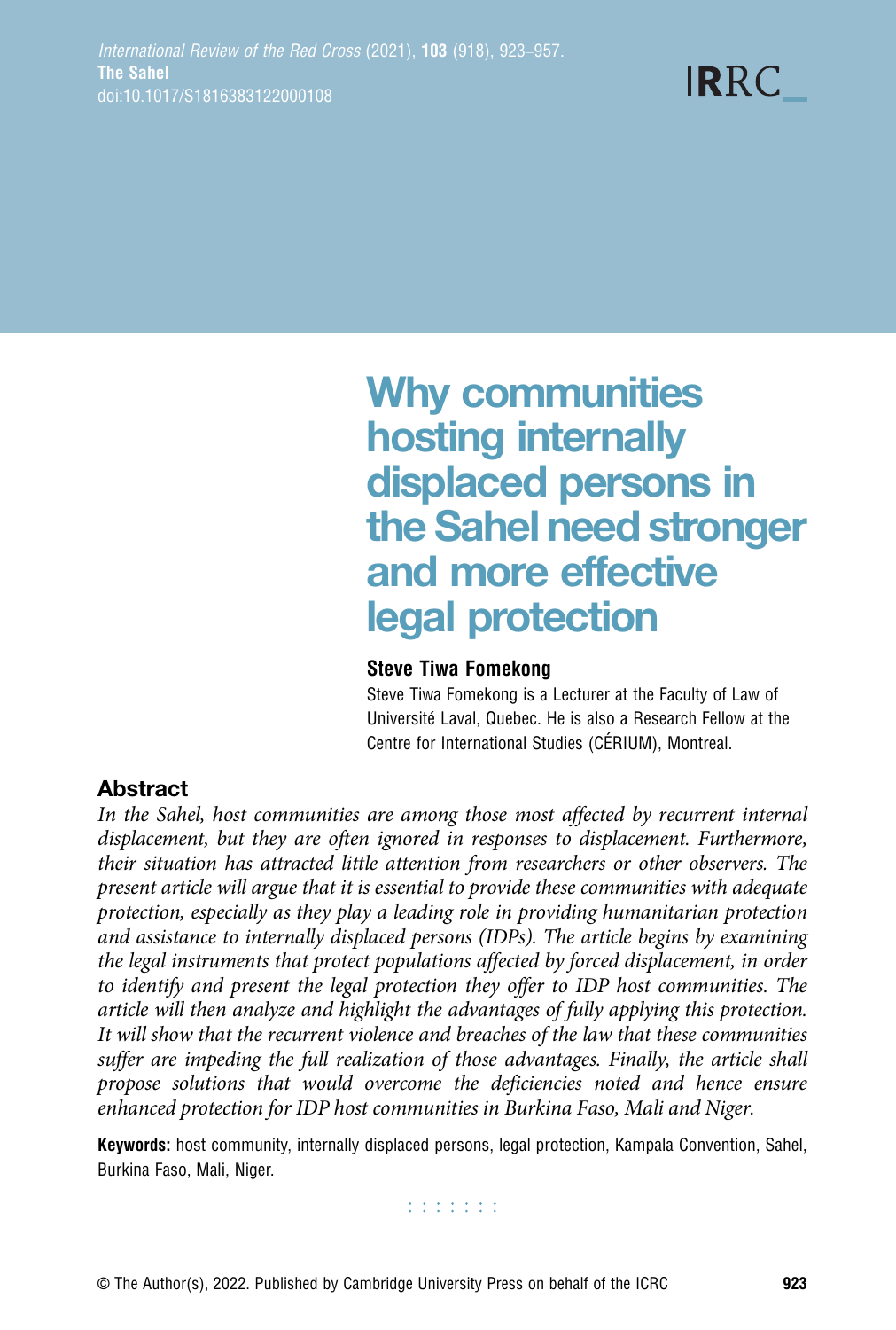# Why communities hosting internally displaced persons in the Sahel need stronger and more effective legal protection

**Steve Tiwa Fomekong**

Steve Tiwa Fomekong is a Lecturer at the Faculty of Law of Université Laval, Quebec. He is also a Research Fellow at the Centre for International Studies (CÉRIUM), Montreal.

## Abstract

*In the Sahel, host communities are among those most affected by recurrent internal displacement, but they are often ignored in responses to displacement. Furthermore, their situation has attracted little attention from researchers or other observers. The present article will argue that it is essential to provide these communities with adequate protection, especially as they play a leading role in providing humanitarian protection and assistance to internally displaced persons (IDPs). The article begins by examining the legal instruments that protect populations affected by forced displacement, in order to identify and present the legal protection they offer to IDP host communities. The article will then analyze and highlight the advantages of fully applying this protection. It will show that the recurrent violence and breaches of the law that these communities suffer are impeding the full realization of those advantages. Finally, the article shall propose solutions that would overcome the deficiencies noted and hence ensure enhanced protection for IDP host communities in Burkina Faso, Mali and Niger.*

**Keywords:** host community, internally displaced persons, legal protection, Kampala Convention, Sahel, Burkina Faso, Mali, Niger.

© The Author(s), 2022. Published by Cambridge University Press on behalf of the ICRC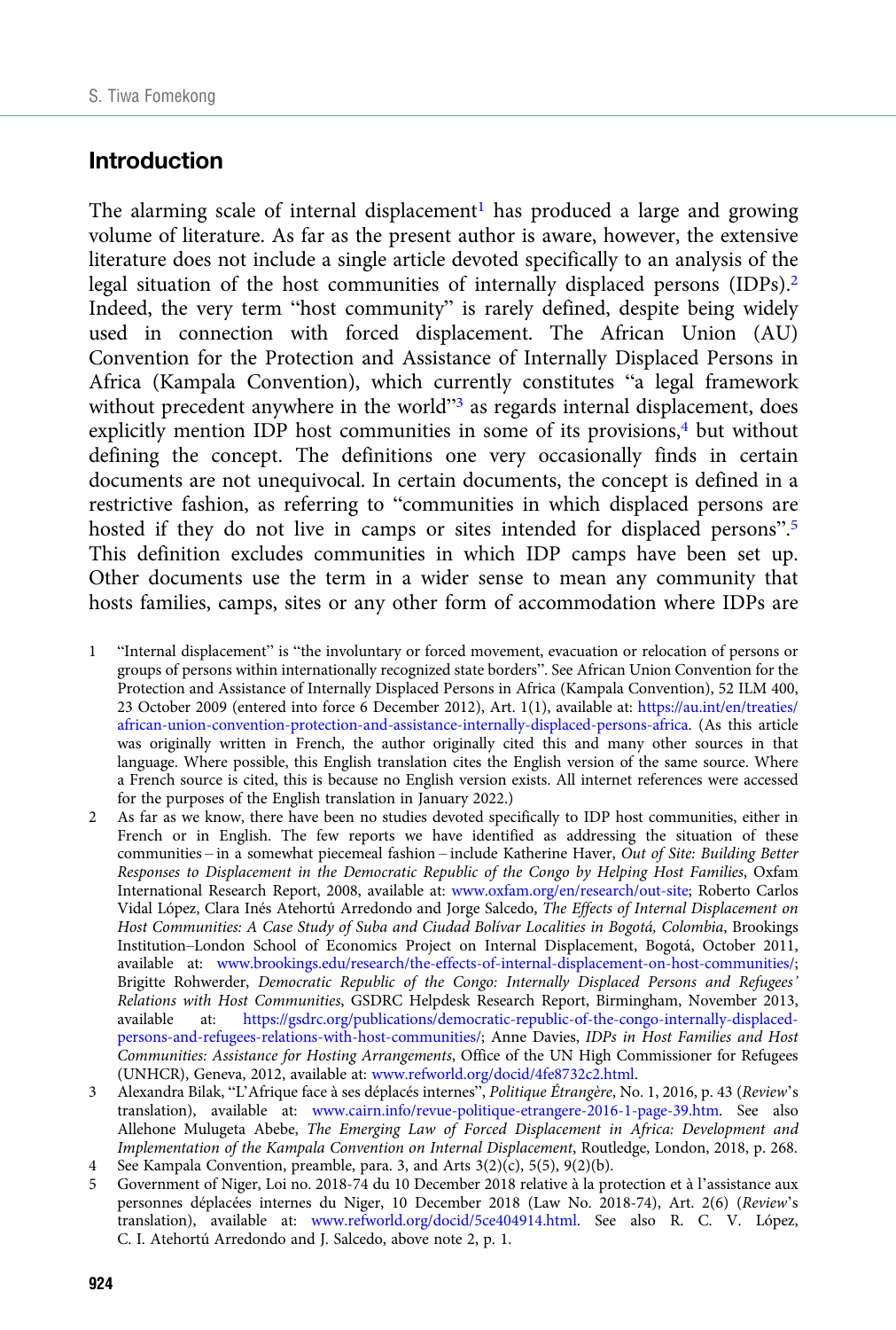## Introduction

The alarming scale of internal displacement[1] has produced a large and growing volume of literature. As far as the present author is aware, however, the extensive literature does not include a single article devoted specifically to an analysis of the legal situation of the host communities of internally displaced persons (IDPs).[2] Indeed, the very term "host community" is rarely defined, despite being widely used in connection with forced displacement. The African Union (AU) Convention for the Protection and Assistance of Internally Displaced Persons in Africa (Kampala Convention), which currently constitutes "a legal framework without precedent anywhere in the world"[3] as regards internal displacement, does explicitly mention IDP host communities in some of its provisions,[4] but without defining the concept. The definitions one very occasionally finds in certain documents are not unequivocal. In certain documents, the concept is defined in a restrictive fashion, as referring to "communities in which displaced persons are hosted if they do not live in camps or sites intended for displaced persons".[5] This definition excludes communities in which IDP camps have been set up. Other documents use the term in a wider sense to mean any community that hosts families, camps, sites or any other form of accommodation where IDPs are

1 "Internal displacement" is "the involuntary or forced movement, evacuation or relocation of persons or groups of persons within internationally recognized state borders". See African Union Convention for the Protection and Assistance of Internally Displaced Persons in Africa (Kampala Convention), 52 ILM 400, 23 October 2009 (entered into force 6 December 2012), Art. 1(1), available at: https://au.int/en/treaties/african-union-convention-protection-and-assistance-internally-displaced-persons-africa. (As this article was originally written in French, the author originally cited this and many other sources in that language. Where possible, this English translation cites the English version of the same source. Where a French source is cited, this is because no English version exists. All internet references were accessed for the purposes of the English translation in January 2022.)

2 As far as we know, there have been no studies devoted specifically to IDP host communities, either in French or in English. The few reports we have identified as addressing the situation of these communities – in a somewhat piecemeal fashion – include Katherine Haver, *Out of Site: Building Better Responses to Displacement in the Democratic Republic of the Congo by Helping Host Families*, Oxfam International Research Report, 2008, available at: www.oxfam.org/en/research/out-site; Roberto Carlos Vidal López, Clara Inés Atehortú Arredondo and Jorge Salcedo, *The Effects of Internal Displacement on Host Communities: A Case Study of Suba and Ciudad Bolívar Localities in Bogotá, Colombia*, Brookings Institution–London School of Economics Project on Internal Displacement, Bogotá, October 2011, available at: www.brookings.edu/research/the-effects-of-internal-displacement-on-host-communities/; Brigitte Rohwerder, *Democratic Republic of the Congo: Internally Displaced Persons and Refugees' Relations with Host Communities*, GSDRC Helpdesk Research Report, Birmingham, November 2013, available at: https://gsdrc.org/publications/democratic-republic-of-the-congo-internally-displaced-persons-and-refugees-relations-with-host-communities/; Anne Davies, *IDPs in Host Families and Host Communities: Assistance for Hosting Arrangements*, Office of the UN High Commissioner for Refugees (UNHCR), Geneva, 2012, available at: www.refworld.org/docid/4fe8732c2.html.

3 Alexandra Bilak, "L'Afrique face à ses déplacés internes", *Politique Étrangère*, No. 1, 2016, p. 43 (*Review*'s translation), available at: www.cairn.info/revue-politique-etrangere-2016-1-page-39.htm. See also Allehone Mulugeta Abebe, *The Emerging Law of Forced Displacement in Africa: Development and Implementation of the Kampala Convention on Internal Displacement*, Routledge, London, 2018, p. 268.

4 See Kampala Convention, preamble, para. 3, and Arts 3(2)(c), 5(5), 9(2)(b).

5 Government of Niger, Loi no. 2018-74 du 10 December 2018 relative à la protection et à l'assistance aux personnes déplacées internes du Niger, 10 December 2018 (Law No. 2018-74), Art. 2(6) (*Review*'s translation), available at: www.refworld.org/docid/5ce404914.html. See also R. C. V. López, C. I. Atehortú Arredondo and J. Salcedo, above note 2, p. 1.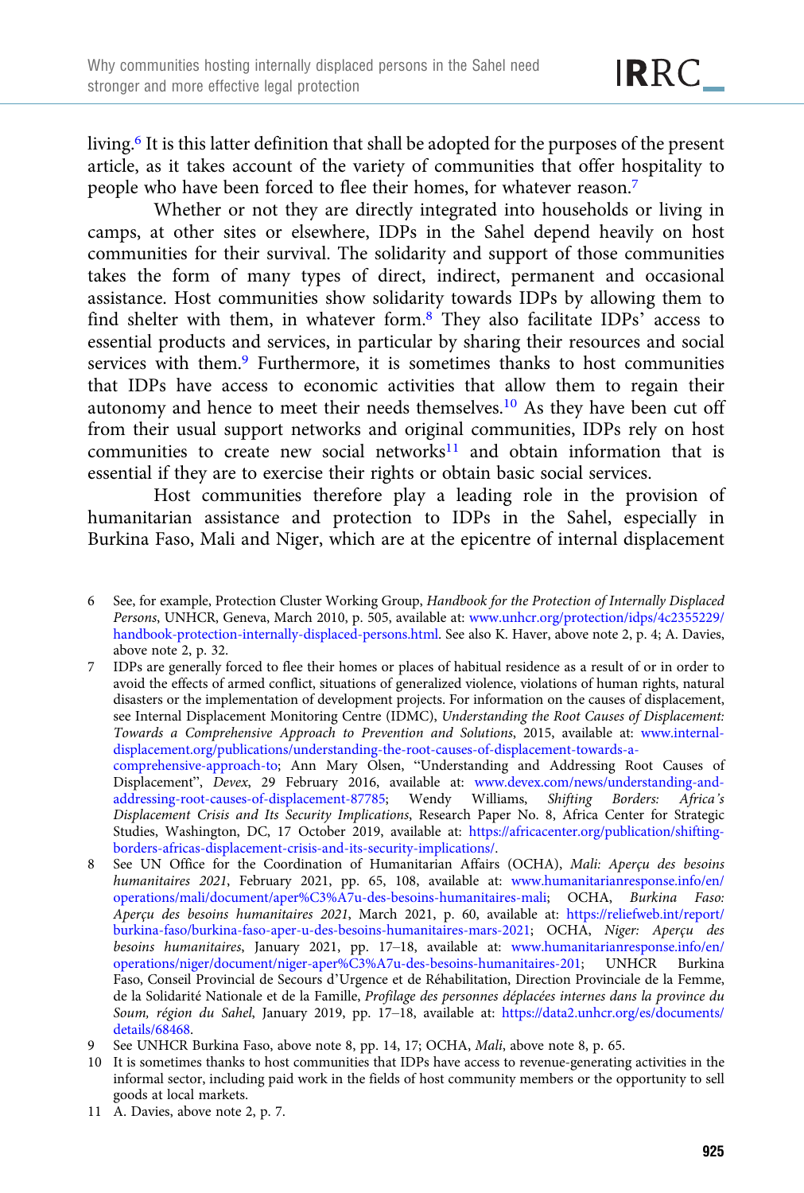living.[6] It is this latter definition that shall be adopted for the purposes of the present article, as it takes account of the variety of communities that offer hospitality to people who have been forced to flee their homes, for whatever reason.[7]

Whether or not they are directly integrated into households or living in camps, at other sites or elsewhere, IDPs in the Sahel depend heavily on host communities for their survival. The solidarity and support of those communities takes the form of many types of direct, indirect, permanent and occasional assistance. Host communities show solidarity towards IDPs by allowing them to find shelter with them, in whatever form.[8] They also facilitate IDPs' access to essential products and services, in particular by sharing their resources and social services with them.[9] Furthermore, it is sometimes thanks to host communities that IDPs have access to economic activities that allow them to regain their autonomy and hence to meet their needs themselves.[10] As they have been cut off from their usual support networks and original communities, IDPs rely on host communities to create new social networks[11] and obtain information that is essential if they are to exercise their rights or obtain basic social services.

Host communities therefore play a leading role in the provision of humanitarian assistance and protection to IDPs in the Sahel, especially in Burkina Faso, Mali and Niger, which are at the epicentre of internal displacement

---

6 See, for example, Protection Cluster Working Group, *Handbook for the Protection of Internally Displaced Persons*, UNHCR, Geneva, March 2010, p. 505, available at: www.unhcr.org/protection/idps/4c2355229/handbook-protection-internally-displaced-persons.html. See also K. Haver, above note 2, p. 4; A. Davies, above note 2, p. 32.

7 IDPs are generally forced to flee their homes or places of habitual residence as a result of or in order to avoid the effects of armed conflict, situations of generalized violence, violations of human rights, natural disasters or the implementation of development projects. For information on the causes of displacement, see Internal Displacement Monitoring Centre (IDMC), *Understanding the Root Causes of Displacement: Towards a Comprehensive Approach to Prevention and Solutions*, 2015, available at: www.internal-displacement.org/publications/understanding-the-root-causes-of-displacement-towards-a-comprehensive-approach-to; Ann Mary Olsen, "Understanding and Addressing Root Causes of Displacement", *Devex*, 29 February 2016, available at: www.devex.com/news/understanding-and-addressing-root-causes-of-displacement-87785; Wendy Williams, *Shifting Borders: Africa's Displacement Crisis and Its Security Implications*, Research Paper No. 8, Africa Center for Strategic Studies, Washington, DC, 17 October 2019, available at: https://africacenter.org/publication/shifting-borders-africas-displacement-crisis-and-its-security-implications/.

8 See UN Office for the Coordination of Humanitarian Affairs (OCHA), *Mali: Aperçu des besoins humanitaires 2021*, February 2021, pp. 65, 108, available at: www.humanitarianresponse.info/en/operations/mali/document/aper%C3%A7u-des-besoins-humanitaires-mali; OCHA, *Burkina Faso: Aperçu des besoins humanitaires 2021*, March 2021, p. 60, available at: https://reliefweb.int/report/burkina-faso/burkina-faso-aper-u-des-besoins-humanitaires-mars-2021; OCHA, *Niger: Aperçu des besoins humanitaires*, January 2021, pp. 17–18, available at: www.humanitarianresponse.info/en/operations/niger/document/niger-aper%C3%A7u-des-besoins-humanitaires-201; UNHCR Burkina Faso, Conseil Provincial de Secours d'Urgence et de Réhabilitation, Direction Provinciale de la Femme, de la Solidarité Nationale et de la Famille, *Profilage des personnes déplacées internes dans la province du Soum, région du Sahel*, January 2019, pp. 17–18, available at: https://data2.unhcr.org/es/documents/details/68468.

9 See UNHCR Burkina Faso, above note 8, pp. 14, 17; OCHA, *Mali*, above note 8, p. 65.

10 It is sometimes thanks to host communities that IDPs have access to revenue-generating activities in the informal sector, including paid work in the fields of host community members or the opportunity to sell goods at local markets.

11 A. Davies, above note 2, p. 7.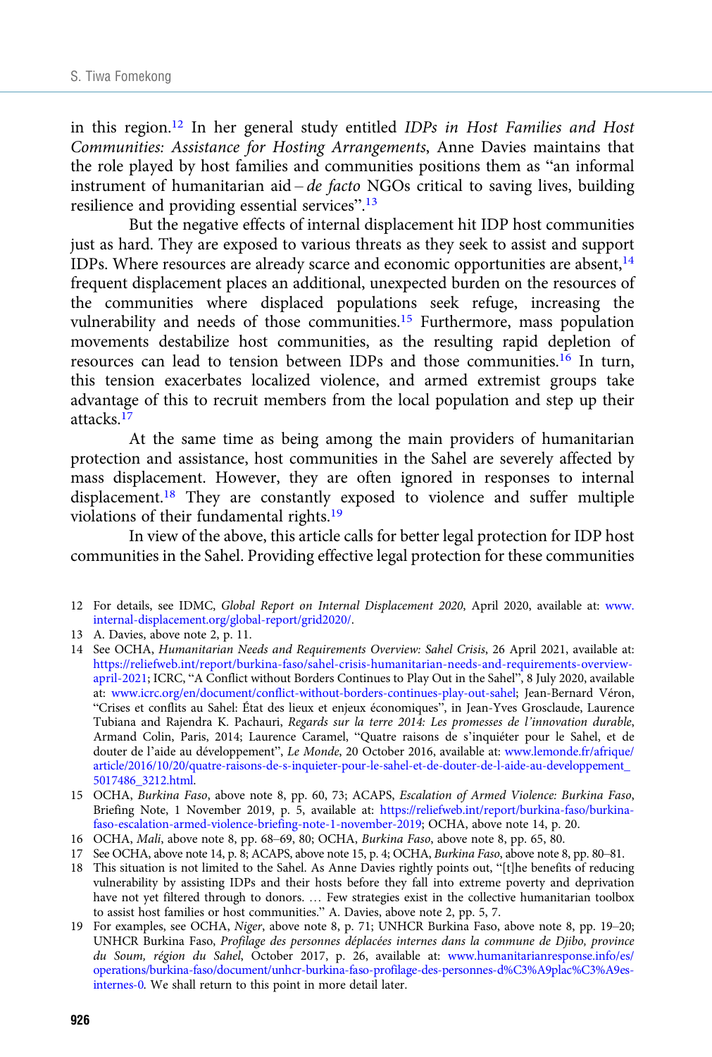in this region.[12] In her general study entitled *IDPs in Host Families and Host Communities: Assistance for Hosting Arrangements*, Anne Davies maintains that the role played by host families and communities positions them as "an informal instrument of humanitarian aid – *de facto* NGOs critical to saving lives, building resilience and providing essential services".[13]

But the negative effects of internal displacement hit IDP host communities just as hard. They are exposed to various threats as they seek to assist and support IDPs. Where resources are already scarce and economic opportunities are absent,[14] frequent displacement places an additional, unexpected burden on the resources of the communities where displaced populations seek refuge, increasing the vulnerability and needs of those communities.[15] Furthermore, mass population movements destabilize host communities, as the resulting rapid depletion of resources can lead to tension between IDPs and those communities.[16] In turn, this tension exacerbates localized violence, and armed extremist groups take advantage of this to recruit members from the local population and step up their attacks.[17]

At the same time as being among the main providers of humanitarian protection and assistance, host communities in the Sahel are severely affected by mass displacement. However, they are often ignored in responses to internal displacement.[18] They are constantly exposed to violence and suffer multiple violations of their fundamental rights.[19]

In view of the above, this article calls for better legal protection for IDP host communities in the Sahel. Providing effective legal protection for these communities

12 For details, see IDMC, *Global Report on Internal Displacement 2020*, April 2020, available at: www.internal-displacement.org/global-report/grid2020/.

13 A. Davies, above note 2, p. 11.

14 See OCHA, *Humanitarian Needs and Requirements Overview: Sahel Crisis*, 26 April 2021, available at: https://reliefweb.int/report/burkina-faso/sahel-crisis-humanitarian-needs-and-requirements-overview-april-2021; ICRC, "A Conflict without Borders Continues to Play Out in the Sahel", 8 July 2020, available at: www.icrc.org/en/document/conflict-without-borders-continues-play-out-sahel; Jean-Bernard Véron, "Crises et conflits au Sahel: État des lieux et enjeux économiques", in Jean-Yves Grosclaude, Laurence Tubiana and Rajendra K. Pachauri, *Regards sur la terre 2014: Les promesses de l'innovation durable*, Armand Colin, Paris, 2014; Laurence Caramel, "Quatre raisons de s'inquiéter pour le Sahel, et de douter de l'aide au développement", *Le Monde*, 20 October 2016, available at: www.lemonde.fr/afrique/article/2016/10/20/quatre-raisons-de-s-inquieter-pour-le-sahel-et-de-douter-de-l-aide-au-developpement_5017486_3212.html.

15 OCHA, *Burkina Faso*, above note 8, pp. 60, 73; ACAPS, *Escalation of Armed Violence: Burkina Faso*, Briefing Note, 1 November 2019, p. 5, available at: https://reliefweb.int/report/burkina-faso/burkina-faso-escalation-armed-violence-briefing-note-1-november-2019; OCHA, above note 14, p. 20.

16 OCHA, *Mali*, above note 8, pp. 68–69, 80; OCHA, *Burkina Faso*, above note 8, pp. 65, 80.

17 See OCHA, above note 14, p. 8; ACAPS, above note 15, p. 4; OCHA, *Burkina Faso*, above note 8, pp. 80–81.

18 This situation is not limited to the Sahel. As Anne Davies rightly points out, "[t]he benefits of reducing vulnerability by assisting IDPs and their hosts before they fall into extreme poverty and deprivation have not yet filtered through to donors. … Few strategies exist in the collective humanitarian toolbox to assist host families or host communities." A. Davies, above note 2, pp. 5, 7.

19 For examples, see OCHA, *Niger*, above note 8, p. 71; UNHCR Burkina Faso, above note 8, pp. 19–20; UNHCR Burkina Faso, *Profilage des personnes déplacées internes dans la commune de Djibo, province du Soum, région du Sahel*, October 2017, p. 26, available at: www.humanitarianresponse.info/es/operations/burkina-faso/document/unhcr-burkina-faso-profilage-des-personnes-d%C3%A9plac%C3%A9es-internes-0. We shall return to this point in more detail later.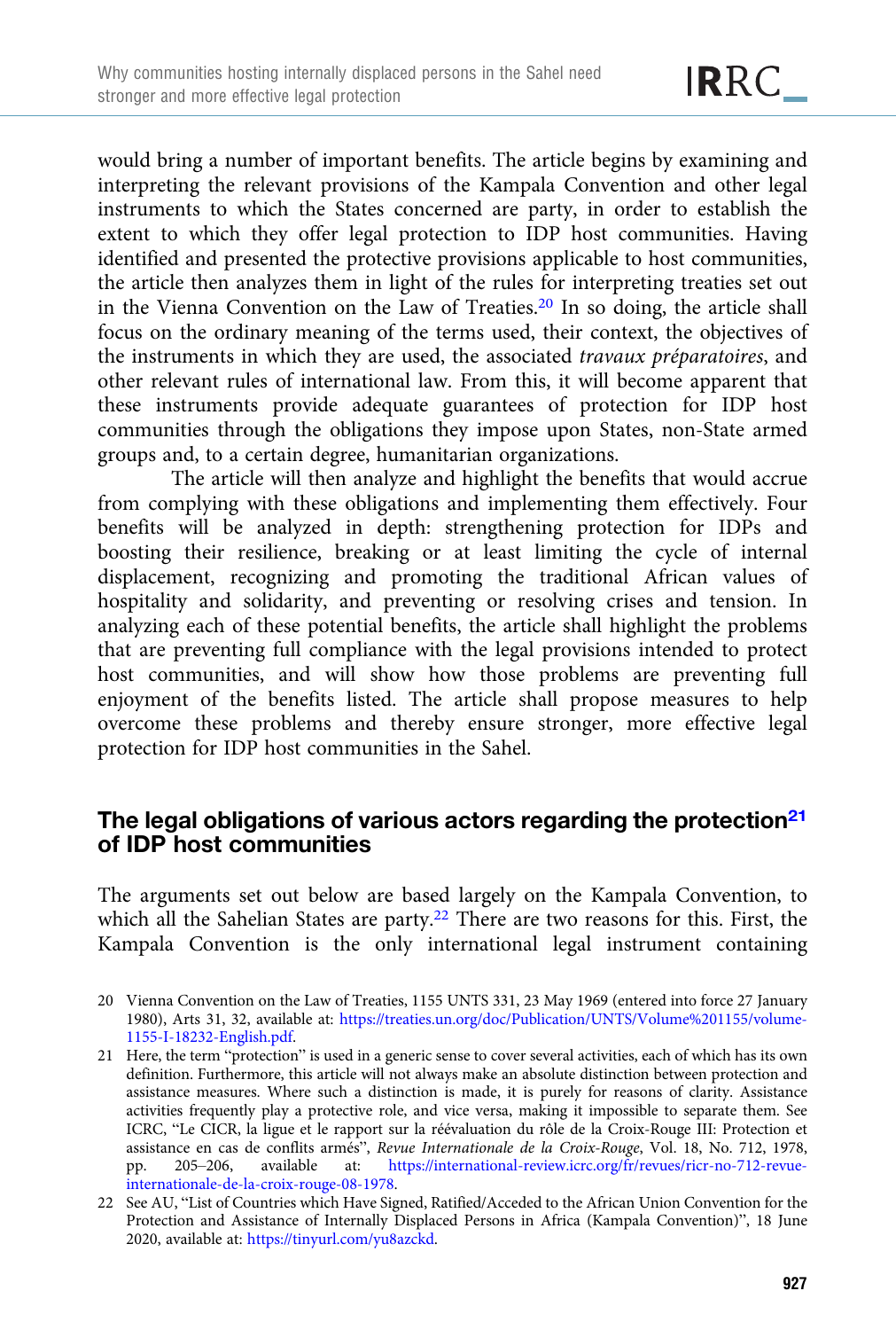would bring a number of important benefits. The article begins by examining and interpreting the relevant provisions of the Kampala Convention and other legal instruments to which the States concerned are party, in order to establish the extent to which they offer legal protection to IDP host communities. Having identified and presented the protective provisions applicable to host communities, the article then analyzes them in light of the rules for interpreting treaties set out in the Vienna Convention on the Law of Treaties.[20] In so doing, the article shall focus on the ordinary meaning of the terms used, their context, the objectives of the instruments in which they are used, the associated *travaux préparatoires*, and other relevant rules of international law. From this, it will become apparent that these instruments provide adequate guarantees of protection for IDP host communities through the obligations they impose upon States, non-State armed groups and, to a certain degree, humanitarian organizations.

The article will then analyze and highlight the benefits that would accrue from complying with these obligations and implementing them effectively. Four benefits will be analyzed in depth: strengthening protection for IDPs and boosting their resilience, breaking or at least limiting the cycle of internal displacement, recognizing and promoting the traditional African values of hospitality and solidarity, and preventing or resolving crises and tension. In analyzing each of these potential benefits, the article shall highlight the problems that are preventing full compliance with the legal provisions intended to protect host communities, and will show how those problems are preventing full enjoyment of the benefits listed. The article shall propose measures to help overcome these problems and thereby ensure stronger, more effective legal protection for IDP host communities in the Sahel.

## The legal obligations of various actors regarding the protection[21] of IDP host communities

The arguments set out below are based largely on the Kampala Convention, to which all the Sahelian States are party.[22] There are two reasons for this. First, the Kampala Convention is the only international legal instrument containing

20 Vienna Convention on the Law of Treaties, 1155 UNTS 331, 23 May 1969 (entered into force 27 January 1980), Arts 31, 32, available at: https://treaties.un.org/doc/Publication/UNTS/Volume%201155/volume-1155-I-18232-English.pdf.

21 Here, the term "protection" is used in a generic sense to cover several activities, each of which has its own definition. Furthermore, this article will not always make an absolute distinction between protection and assistance measures. Where such a distinction is made, it is purely for reasons of clarity. Assistance activities frequently play a protective role, and vice versa, making it impossible to separate them. See ICRC, "Le CICR, la ligue et le rapport sur la réévaluation du rôle de la Croix-Rouge III: Protection et assistance en cas de conflits armés", *Revue Internationale de la Croix-Rouge*, Vol. 18, No. 712, 1978, pp. 205–206, available at: https://international-review.icrc.org/fr/revues/ricr-no-712-revue-internationale-de-la-croix-rouge-08-1978.

22 See AU, "List of Countries which Have Signed, Ratified/Acceded to the African Union Convention for the Protection and Assistance of Internally Displaced Persons in Africa (Kampala Convention)", 18 June 2020, available at: https://tinyurl.com/yu8azckd.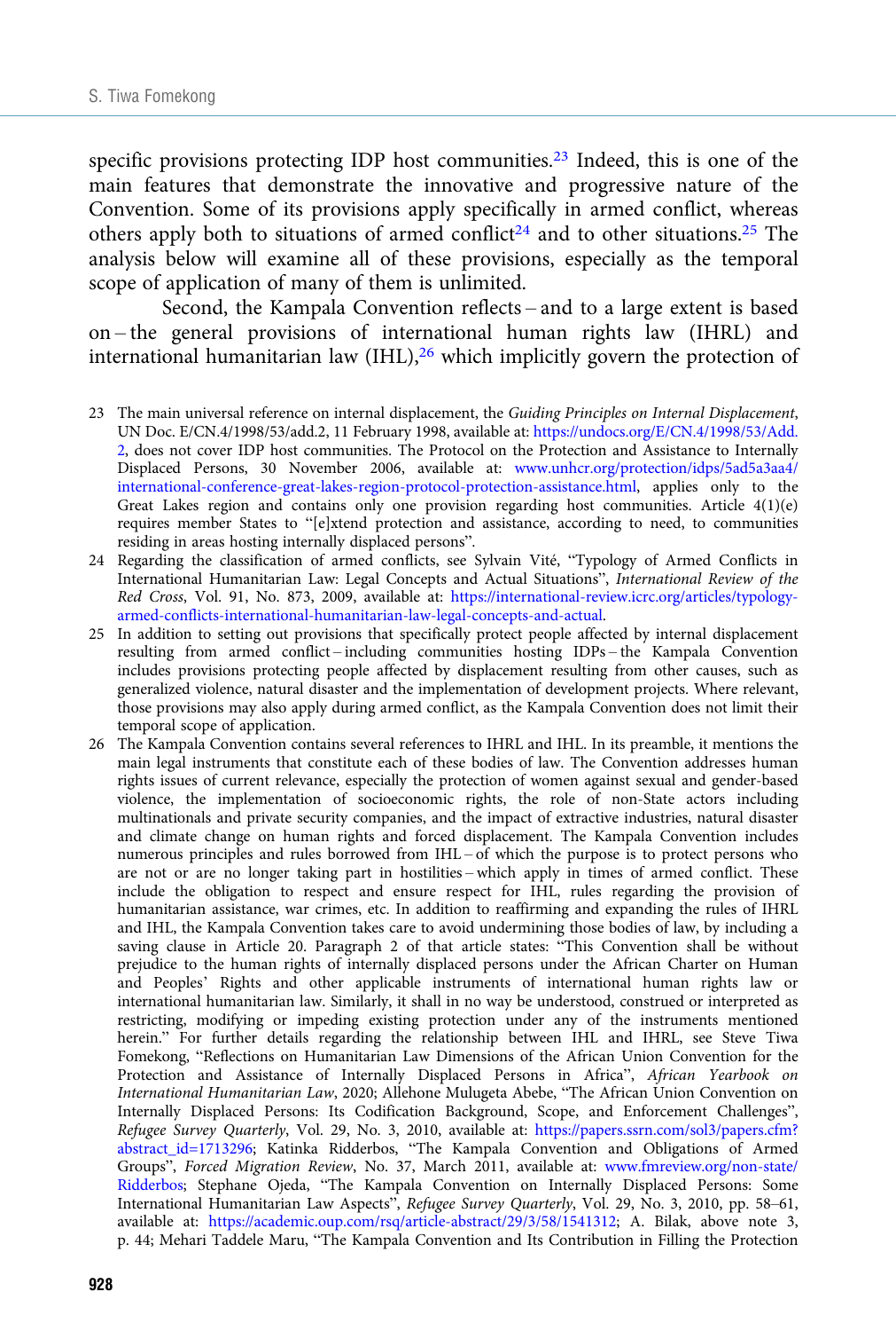specific provisions protecting IDP host communities.[23] Indeed, this is one of the main features that demonstrate the innovative and progressive nature of the Convention. Some of its provisions apply specifically in armed conflict, whereas others apply both to situations of armed conflict[24] and to other situations.[25] The analysis below will examine all of these provisions, especially as the temporal scope of application of many of them is unlimited.

Second, the Kampala Convention reflects – and to a large extent is based on – the general provisions of international human rights law (IHRL) and international humanitarian law (IHL),[26] which implicitly govern the protection of

23 The main universal reference on internal displacement, the *Guiding Principles on Internal Displacement*, UN Doc. E/CN.4/1998/53/add.2, 11 February 1998, available at: https://undocs.org/E/CN.4/1998/53/Add.2, does not cover IDP host communities. The Protocol on the Protection and Assistance to Internally Displaced Persons, 30 November 2006, available at: www.unhcr.org/protection/idps/5ad5a3aa4/international-conference-great-lakes-region-protocol-protection-assistance.html, applies only to the Great Lakes region and contains only one provision regarding host communities. Article 4(1)(e) requires member States to "[e]xtend protection and assistance, according to need, to communities residing in areas hosting internally displaced persons".

24 Regarding the classification of armed conflicts, see Sylvain Vité, "Typology of Armed Conflicts in International Humanitarian Law: Legal Concepts and Actual Situations", *International Review of the Red Cross*, Vol. 91, No. 873, 2009, available at: https://international-review.icrc.org/articles/typology-armed-conflicts-international-humanitarian-law-legal-concepts-and-actual.

25 In addition to setting out provisions that specifically protect people affected by internal displacement resulting from armed conflict – including communities hosting IDPs – the Kampala Convention includes provisions protecting people affected by displacement resulting from other causes, such as generalized violence, natural disaster and the implementation of development projects. Where relevant, those provisions may also apply during armed conflict, as the Kampala Convention does not limit their temporal scope of application.

26 The Kampala Convention contains several references to IHRL and IHL. In its preamble, it mentions the main legal instruments that constitute each of these bodies of law. The Convention addresses human rights issues of current relevance, especially the protection of women against sexual and gender-based violence, the implementation of socioeconomic rights, the role of non-State actors including multinationals and private security companies, and the impact of extractive industries, natural disaster and climate change on human rights and forced displacement. The Kampala Convention includes numerous principles and rules borrowed from IHL – of which the purpose is to protect persons who are not or are no longer taking part in hostilities – which apply in times of armed conflict. These include the obligation to respect and ensure respect for IHL, rules regarding the provision of humanitarian assistance, war crimes, etc. In addition to reaffirming and expanding the rules of IHRL and IHL, the Kampala Convention takes care to avoid undermining those bodies of law, by including a saving clause in Article 20. Paragraph 2 of that article states: "This Convention shall be without prejudice to the human rights of internally displaced persons under the African Charter on Human and Peoples' Rights and other applicable instruments of international human rights law or international humanitarian law. Similarly, it shall in no way be understood, construed or interpreted as restricting, modifying or impeding existing protection under any of the instruments mentioned herein." For further details regarding the relationship between IHL and IHRL, see Steve Tiwa Fomekong, "Reflections on Humanitarian Law Dimensions of the African Union Convention for the Protection and Assistance of Internally Displaced Persons in Africa", *African Yearbook on International Humanitarian Law*, 2020; Allehone Mulugeta Abebe, "The African Union Convention on Internally Displaced Persons: Its Codification Background, Scope, and Enforcement Challenges", *Refugee Survey Quarterly*, Vol. 29, No. 3, 2010, available at: https://papers.ssrn.com/sol3/papers.cfm?abstract_id=1713296; Katinka Ridderbos, "The Kampala Convention and Obligations of Armed Groups", *Forced Migration Review*, No. 37, March 2011, available at: www.fmreview.org/non-state/Ridderbos; Stephane Ojeda, "The Kampala Convention on Internally Displaced Persons: Some International Humanitarian Law Aspects", *Refugee Survey Quarterly*, Vol. 29, No. 3, 2010, pp. 58–61, available at: https://academic.oup.com/rsq/article-abstract/29/3/58/1541312; A. Bilak, above note 3, p. 44; Mehari Taddele Maru, "The Kampala Convention and Its Contribution in Filling the Protection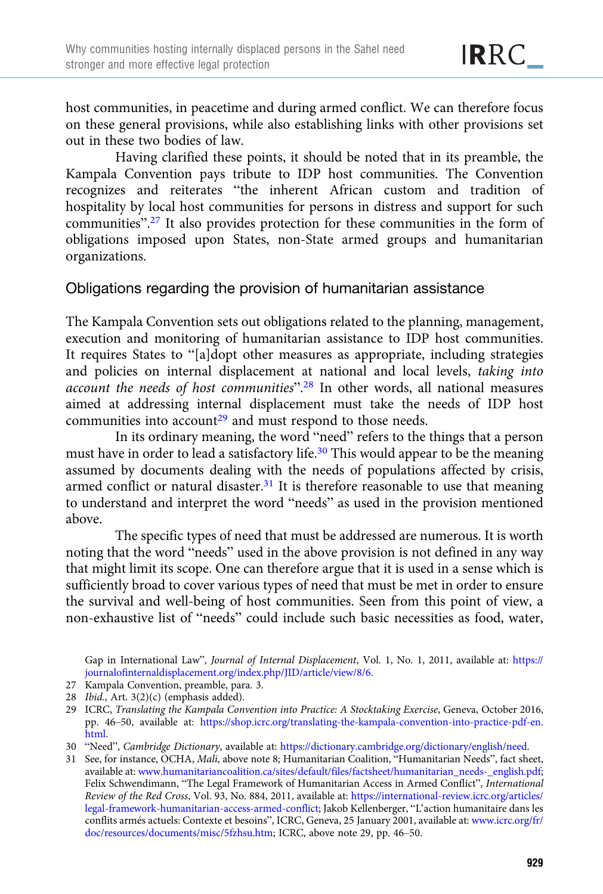host communities, in peacetime and during armed conflict. We can therefore focus on these general provisions, while also establishing links with other provisions set out in these two bodies of law.

Having clarified these points, it should be noted that in its preamble, the Kampala Convention pays tribute to IDP host communities. The Convention recognizes and reiterates "the inherent African custom and tradition of hospitality by local host communities for persons in distress and support for such communities".[27] It also provides protection for these communities in the form of obligations imposed upon States, non-State armed groups and humanitarian organizations.

## Obligations regarding the provision of humanitarian assistance

The Kampala Convention sets out obligations related to the planning, management, execution and monitoring of humanitarian assistance to IDP host communities. It requires States to "[a]dopt other measures as appropriate, including strategies and policies on internal displacement at national and local levels, *taking into account the needs of host communities*".[28] In other words, all national measures aimed at addressing internal displacement must take the needs of IDP host communities into account[29] and must respond to those needs.

In its ordinary meaning, the word "need" refers to the things that a person must have in order to lead a satisfactory life.[30] This would appear to be the meaning assumed by documents dealing with the needs of populations affected by crisis, armed conflict or natural disaster.[31] It is therefore reasonable to use that meaning to understand and interpret the word "needs" as used in the provision mentioned above.

The specific types of need that must be addressed are numerous. It is worth noting that the word "needs" used in the above provision is not defined in any way that might limit its scope. One can therefore argue that it is used in a sense which is sufficiently broad to cover various types of need that must be met in order to ensure the survival and well-being of host communities. Seen from this point of view, a non-exhaustive list of "needs" could include such basic necessities as food, water,

Gap in International Law", *Journal of Internal Displacement*, Vol. 1, No. 1, 2011, available at: https://journalofinternaldisplacement.org/index.php/JID/article/view/8/6.

27 Kampala Convention, preamble, para. 3.

28 *Ibid.*, Art. 3(2)(c) (emphasis added).

29 ICRC, *Translating the Kampala Convention into Practice: A Stocktaking Exercise*, Geneva, October 2016, pp. 46–50, available at: https://shop.icrc.org/translating-the-kampala-convention-into-practice-pdf-en.html.

30 "Need", *Cambridge Dictionary*, available at: https://dictionary.cambridge.org/dictionary/english/need.

31 See, for instance, OCHA, *Mali*, above note 8; Humanitarian Coalition, "Humanitarian Needs", fact sheet, available at: www.humanitariancoalition.ca/sites/default/files/factsheet/humanitarian_needs-_english.pdf; Felix Schwendimann, "The Legal Framework of Humanitarian Access in Armed Conflict", *International Review of the Red Cross*, Vol. 93, No. 884, 2011, available at: https://international-review.icrc.org/articles/legal-framework-humanitarian-access-armed-conflict; Jakob Kellenberger, "L'action humanitaire dans les conflits armés actuels: Contexte et besoins", ICRC, Geneva, 25 January 2001, available at: www.icrc.org/fr/doc/resources/documents/misc/5fzhsu.htm; ICRC, above note 29, pp. 46–50.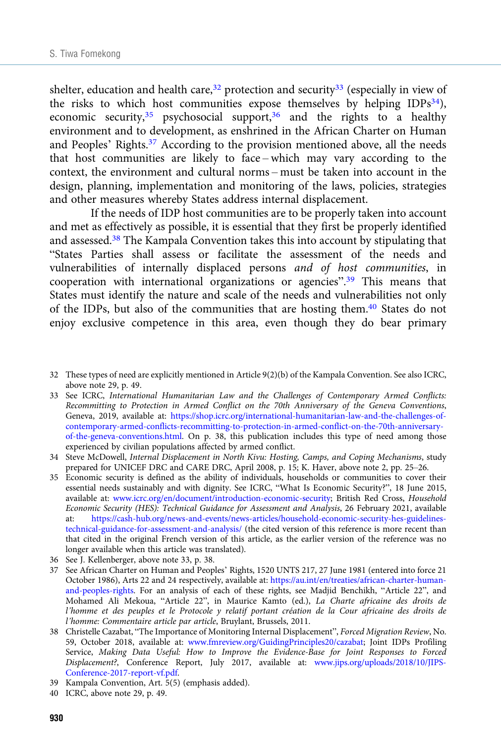shelter, education and health care,[32] protection and security[33] (especially in view of the risks to which host communities expose themselves by helping IDPs[34]), economic security,[35] psychosocial support,[36] and the rights to a healthy environment and to development, as enshrined in the African Charter on Human and Peoples' Rights.[37] According to the provision mentioned above, all the needs that host communities are likely to face – which may vary according to the context, the environment and cultural norms – must be taken into account in the design, planning, implementation and monitoring of the laws, policies, strategies and other measures whereby States address internal displacement.

If the needs of IDP host communities are to be properly taken into account and met as effectively as possible, it is essential that they first be properly identified and assessed.[38] The Kampala Convention takes this into account by stipulating that "States Parties shall assess or facilitate the assessment of the needs and vulnerabilities of internally displaced persons *and of host communities*, in cooperation with international organizations or agencies".[39] This means that States must identify the nature and scale of the needs and vulnerabilities not only of the IDPs, but also of the communities that are hosting them.[40] States do not enjoy exclusive competence in this area, even though they do bear primary

32 These types of need are explicitly mentioned in Article 9(2)(b) of the Kampala Convention. See also ICRC, above note 29, p. 49.

33 See ICRC, *International Humanitarian Law and the Challenges of Contemporary Armed Conflicts: Recommitting to Protection in Armed Conflict on the 70th Anniversary of the Geneva Conventions*, Geneva, 2019, available at: https://shop.icrc.org/international-humanitarian-law-and-the-challenges-of-contemporary-armed-conflicts-recommitting-to-protection-in-armed-conflict-on-the-70th-anniversary-of-the-geneva-conventions.html. On p. 38, this publication includes this type of need among those experienced by civilian populations affected by armed conflict.

34 Steve McDowell, *Internal Displacement in North Kivu: Hosting, Camps, and Coping Mechanisms*, study prepared for UNICEF DRC and CARE DRC, April 2008, p. 15; K. Haver, above note 2, pp. 25–26.

35 Economic security is defined as the ability of individuals, households or communities to cover their essential needs sustainably and with dignity. See ICRC, "What Is Economic Security?", 18 June 2015, available at: www.icrc.org/en/document/introduction-economic-security; British Red Cross, *Household Economic Security (HES): Technical Guidance for Assessment and Analysis*, 26 February 2021, available at: https://cash-hub.org/news-and-events/news-articles/household-economic-security-hes-guidelines-technical-guidance-for-assessment-and-analysis/ (the cited version of this reference is more recent than that cited in the original French version of this article, as the earlier version of the reference was no longer available when this article was translated).

36 See J. Kellenberger, above note 33, p. 38.

37 See African Charter on Human and Peoples' Rights, 1520 UNTS 217, 27 June 1981 (entered into force 21 October 1986), Arts 22 and 24 respectively, available at: https://au.int/en/treaties/african-charter-human-and-peoples-rights. For an analysis of each of these rights, see Madjid Benchikh, "Article 22", and Mohamed Ali Mekoua, "Article 22", in Maurice Kamto (ed.), *La Charte africaine des droits de l'homme et des peuples et le Protocole y relatif portant création de la Cour africaine des droits de l'homme: Commentaire article par article*, Bruylant, Brussels, 2011.

38 Christelle Cazabat, "The Importance of Monitoring Internal Displacement", *Forced Migration Review*, No. 59, October 2018, available at: www.fmreview.org/GuidingPrinciples20/cazabat; Joint IDPs Profiling Service, *Making Data Useful: How to Improve the Evidence-Base for Joint Responses to Forced Displacement?*, Conference Report, July 2017, available at: www.jips.org/uploads/2018/10/JIPS-Conference-2017-report-vf.pdf.

39 Kampala Convention, Art. 5(5) (emphasis added).

40 ICRC, above note 29, p. 49.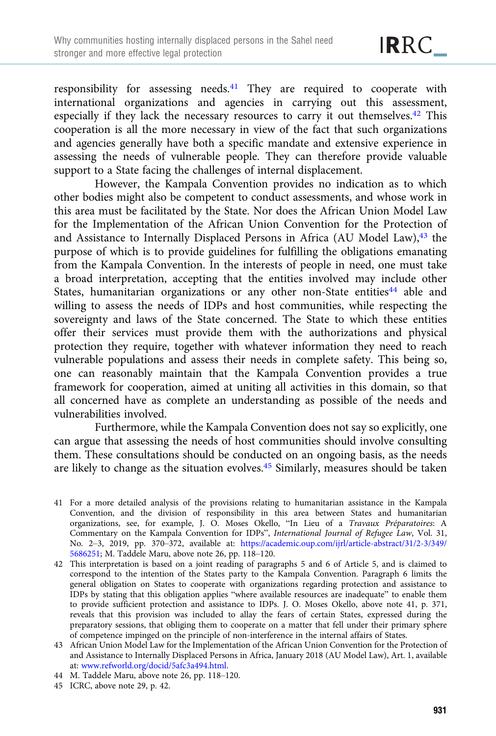responsibility for assessing needs.[41] They are required to cooperate with international organizations and agencies in carrying out this assessment, especially if they lack the necessary resources to carry it out themselves.[42] This cooperation is all the more necessary in view of the fact that such organizations and agencies generally have both a specific mandate and extensive experience in assessing the needs of vulnerable people. They can therefore provide valuable support to a State facing the challenges of internal displacement.

However, the Kampala Convention provides no indication as to which other bodies might also be competent to conduct assessments, and whose work in this area must be facilitated by the State. Nor does the African Union Model Law for the Implementation of the African Union Convention for the Protection of and Assistance to Internally Displaced Persons in Africa (AU Model Law),[43] the purpose of which is to provide guidelines for fulfilling the obligations emanating from the Kampala Convention. In the interests of people in need, one must take a broad interpretation, accepting that the entities involved may include other States, humanitarian organizations or any other non-State entities[44] able and willing to assess the needs of IDPs and host communities, while respecting the sovereignty and laws of the State concerned. The State to which these entities offer their services must provide them with the authorizations and physical protection they require, together with whatever information they need to reach vulnerable populations and assess their needs in complete safety. This being so, one can reasonably maintain that the Kampala Convention provides a true framework for cooperation, aimed at uniting all activities in this domain, so that all concerned have as complete an understanding as possible of the needs and vulnerabilities involved.

Furthermore, while the Kampala Convention does not say so explicitly, one can argue that assessing the needs of host communities should involve consulting them. These consultations should be conducted on an ongoing basis, as the needs are likely to change as the situation evolves.[45] Similarly, measures should be taken

---

41 For a more detailed analysis of the provisions relating to humanitarian assistance in the Kampala Convention, and the division of responsibility in this area between States and humanitarian organizations, see, for example, J. O. Moses Okello, "In Lieu of a *Travaux Préparatoires*: A Commentary on the Kampala Convention for IDPs", *International Journal of Refugee Law*, Vol. 31, No. 2–3, 2019, pp. 370–372, available at: https://academic.oup.com/ijrl/article-abstract/31/2-3/349/5686251; M. Taddele Maru, above note 26, pp. 118–120.

42 This interpretation is based on a joint reading of paragraphs 5 and 6 of Article 5, and is claimed to correspond to the intention of the States party to the Kampala Convention. Paragraph 6 limits the general obligation on States to cooperate with organizations regarding protection and assistance to IDPs by stating that this obligation applies "where available resources are inadequate" to enable them to provide sufficient protection and assistance to IDPs. J. O. Moses Okello, above note 41, p. 371, reveals that this provision was included to allay the fears of certain States, expressed during the preparatory sessions, that obliging them to cooperate on a matter that fell under their primary sphere of competence impinged on the principle of non-interference in the internal affairs of States.

43 African Union Model Law for the Implementation of the African Union Convention for the Protection of and Assistance to Internally Displaced Persons in Africa, January 2018 (AU Model Law), Art. 1, available at: www.refworld.org/docid/5afc3a494.html.

44 M. Taddele Maru, above note 26, pp. 118–120.

45 ICRC, above note 29, p. 42.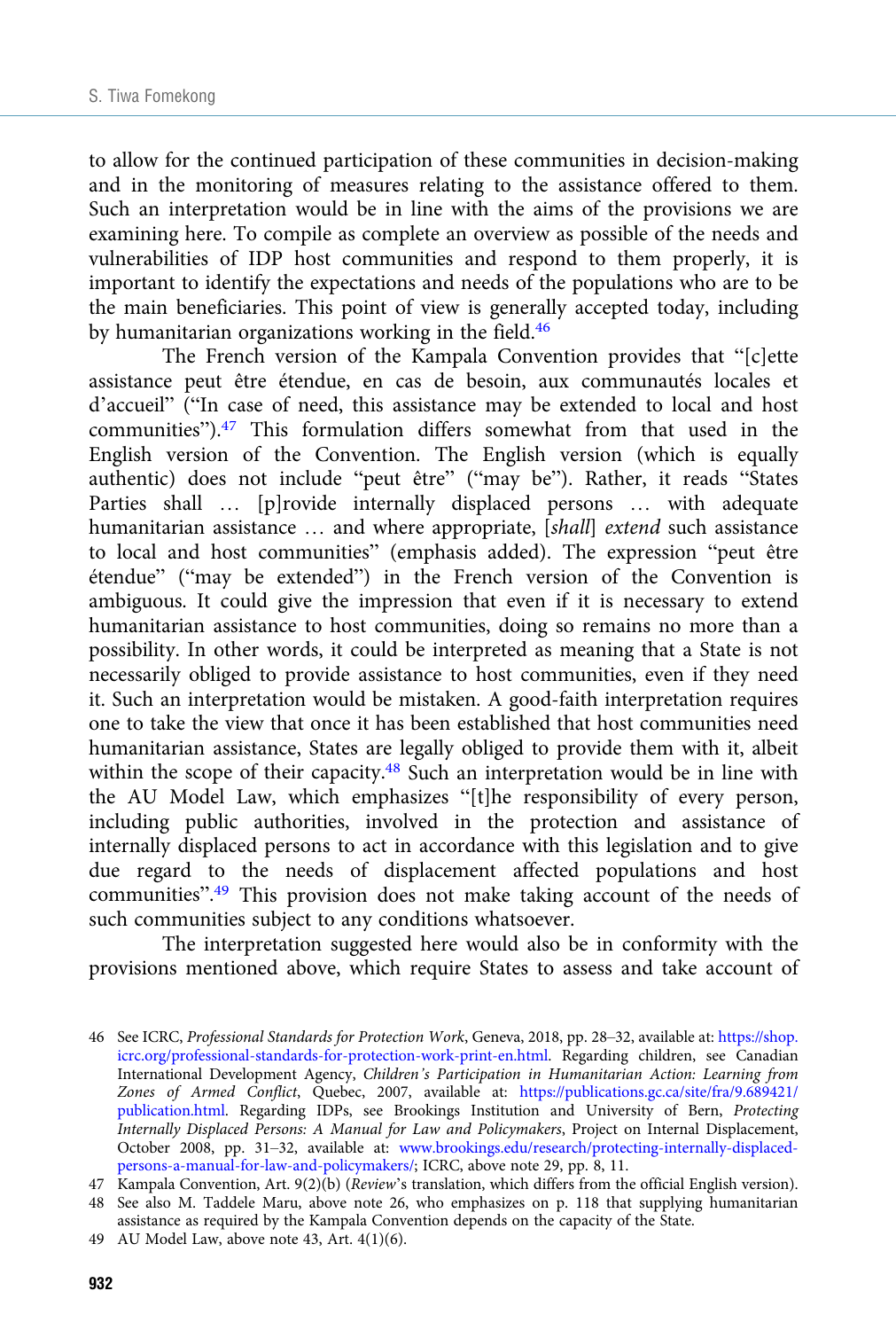to allow for the continued participation of these communities in decision-making and in the monitoring of measures relating to the assistance offered to them. Such an interpretation would be in line with the aims of the provisions we are examining here. To compile as complete an overview as possible of the needs and vulnerabilities of IDP host communities and respond to them properly, it is important to identify the expectations and needs of the populations who are to be the main beneficiaries. This point of view is generally accepted today, including by humanitarian organizations working in the field.[46]

The French version of the Kampala Convention provides that "[c]ette assistance peut être étendue, en cas de besoin, aux communautés locales et d'accueil" ("In case of need, this assistance may be extended to local and host communities").[47] This formulation differs somewhat from that used in the English version of the Convention. The English version (which is equally authentic) does not include "peut être" ("may be"). Rather, it reads "States Parties shall … [p]rovide internally displaced persons … with adequate humanitarian assistance … and where appropriate, [*shall*] *extend* such assistance to local and host communities" (emphasis added). The expression "peut être étendue" ("may be extended") in the French version of the Convention is ambiguous. It could give the impression that even if it is necessary to extend humanitarian assistance to host communities, doing so remains no more than a possibility. In other words, it could be interpreted as meaning that a State is not necessarily obliged to provide assistance to host communities, even if they need it. Such an interpretation would be mistaken. A good-faith interpretation requires one to take the view that once it has been established that host communities need humanitarian assistance, States are legally obliged to provide them with it, albeit within the scope of their capacity.[48] Such an interpretation would be in line with the AU Model Law, which emphasizes "[t]he responsibility of every person, including public authorities, involved in the protection and assistance of internally displaced persons to act in accordance with this legislation and to give due regard to the needs of displacement affected populations and host communities".[49] This provision does not make taking account of the needs of such communities subject to any conditions whatsoever.

The interpretation suggested here would also be in conformity with the provisions mentioned above, which require States to assess and take account of

---

46 See ICRC, *Professional Standards for Protection Work*, Geneva, 2018, pp. 28–32, available at: https://shop.icrc.org/professional-standards-for-protection-work-print-en.html. Regarding children, see Canadian International Development Agency, *Children's Participation in Humanitarian Action: Learning from Zones of Armed Conflict*, Quebec, 2007, available at: https://publications.gc.ca/site/fra/9.689421/publication.html. Regarding IDPs, see Brookings Institution and University of Bern, *Protecting Internally Displaced Persons: A Manual for Law and Policymakers*, Project on Internal Displacement, October 2008, pp. 31–32, available at: www.brookings.edu/research/protecting-internally-displaced-persons-a-manual-for-law-and-policymakers/; ICRC, above note 29, pp. 8, 11.

47 Kampala Convention, Art. 9(2)(b) (*Review*'s translation, which differs from the official English version).

48 See also M. Taddele Maru, above note 26, who emphasizes on p. 118 that supplying humanitarian assistance as required by the Kampala Convention depends on the capacity of the State.

49 AU Model Law, above note 43, Art. 4(1)(6).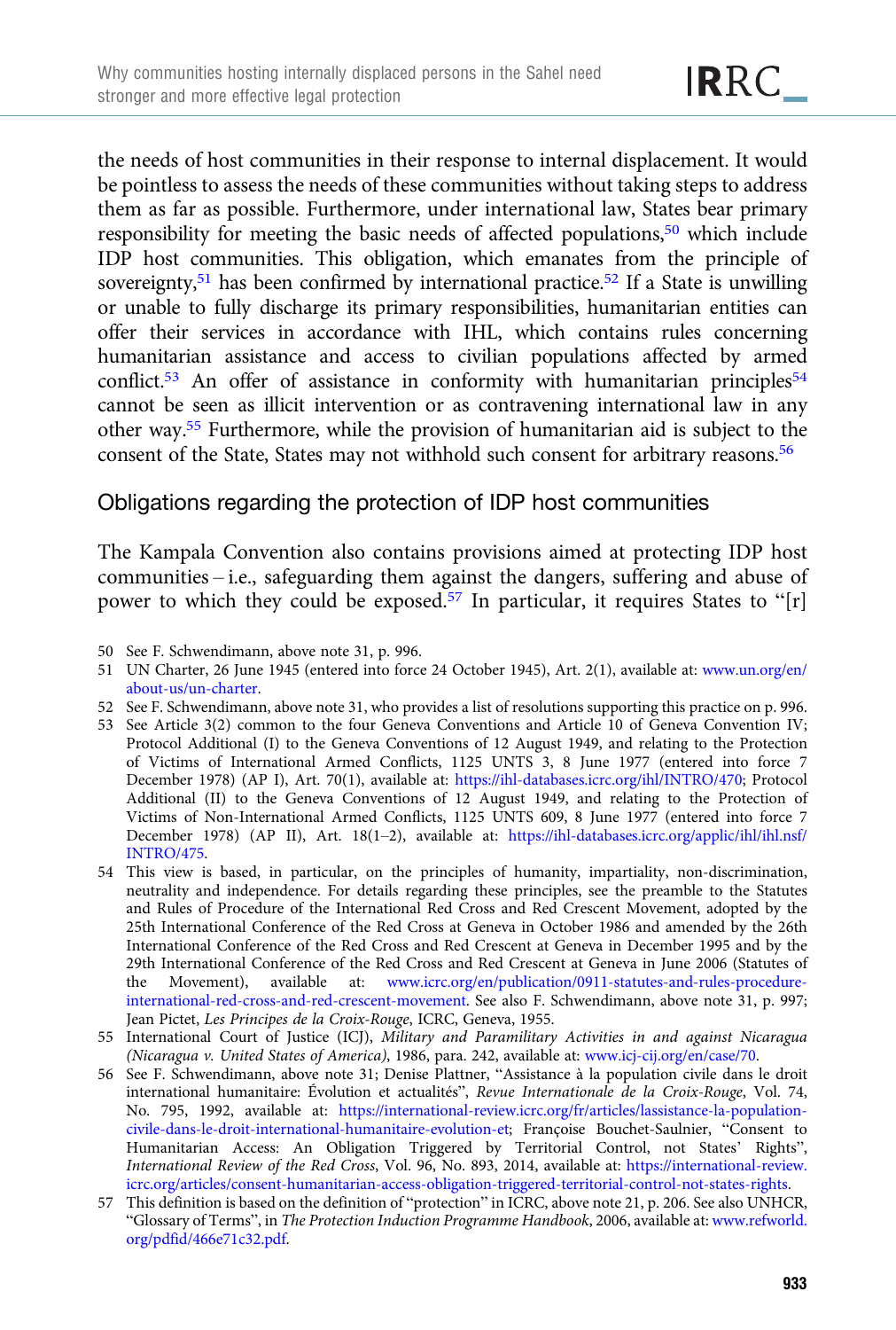the needs of host communities in their response to internal displacement. It would be pointless to assess the needs of these communities without taking steps to address them as far as possible. Furthermore, under international law, States bear primary responsibility for meeting the basic needs of affected populations,[50] which include IDP host communities. This obligation, which emanates from the principle of sovereignty,[51] has been confirmed by international practice.[52] If a State is unwilling or unable to fully discharge its primary responsibilities, humanitarian entities can offer their services in accordance with IHL, which contains rules concerning humanitarian assistance and access to civilian populations affected by armed conflict.[53] An offer of assistance in conformity with humanitarian principles[54] cannot be seen as illicit intervention or as contravening international law in any other way.[55] Furthermore, while the provision of humanitarian aid is subject to the consent of the State, States may not withhold such consent for arbitrary reasons.[56]

## Obligations regarding the protection of IDP host communities

The Kampala Convention also contains provisions aimed at protecting IDP host communities – i.e., safeguarding them against the dangers, suffering and abuse of power to which they could be exposed.[57] In particular, it requires States to "[r]

50 See F. Schwendimann, above note 31, p. 996.

51 UN Charter, 26 June 1945 (entered into force 24 October 1945), Art. 2(1), available at: www.un.org/en/about-us/un-charter.

52 See F. Schwendimann, above note 31, who provides a list of resolutions supporting this practice on p. 996.

53 See Article 3(2) common to the four Geneva Conventions and Article 10 of Geneva Convention IV; Protocol Additional (I) to the Geneva Conventions of 12 August 1949, and relating to the Protection of Victims of International Armed Conflicts, 1125 UNTS 3, 8 June 1977 (entered into force 7 December 1978) (AP I), Art. 70(1), available at: https://ihl-databases.icrc.org/ihl/INTRO/470; Protocol Additional (II) to the Geneva Conventions of 12 August 1949, and relating to the Protection of Victims of Non-International Armed Conflicts, 1125 UNTS 609, 8 June 1977 (entered into force 7 December 1978) (AP II), Art. 18(1–2), available at: https://ihl-databases.icrc.org/applic/ihl/ihl.nsf/INTRO/475.

54 This view is based, in particular, on the principles of humanity, impartiality, non-discrimination, neutrality and independence. For details regarding these principles, see the preamble to the Statutes and Rules of Procedure of the International Red Cross and Red Crescent Movement, adopted by the 25th International Conference of the Red Cross at Geneva in October 1986 and amended by the 26th International Conference of the Red Cross and Red Crescent at Geneva in December 1995 and by the 29th International Conference of the Red Cross and Red Crescent at Geneva in June 2006 (Statutes of the Movement), available at: www.icrc.org/en/publication/0911-statutes-and-rules-procedure-international-red-cross-and-red-crescent-movement. See also F. Schwendimann, above note 31, p. 997; Jean Pictet, *Les Principes de la Croix-Rouge*, ICRC, Geneva, 1955.

55 International Court of Justice (ICJ), *Military and Paramilitary Activities in and against Nicaragua (Nicaragua v. United States of America)*, 1986, para. 242, available at: www.icj-cij.org/en/case/70.

56 See F. Schwendimann, above note 31; Denise Plattner, "Assistance à la population civile dans le droit international humanitaire: Évolution et actualités", *Revue Internationale de la Croix-Rouge*, Vol. 74, No. 795, 1992, available at: https://international-review.icrc.org/fr/articles/lassistance-la-population-civile-dans-le-droit-international-humanitaire-evolution-et; Françoise Bouchet-Saulnier, "Consent to Humanitarian Access: An Obligation Triggered by Territorial Control, not States' Rights", *International Review of the Red Cross*, Vol. 96, No. 893, 2014, available at: https://international-review.icrc.org/articles/consent-humanitarian-access-obligation-triggered-territorial-control-not-states-rights.

57 This definition is based on the definition of "protection" in ICRC, above note 21, p. 206. See also UNHCR, "Glossary of Terms", in *The Protection Induction Programme Handbook*, 2006, available at: www.refworld.org/pdfid/466e71c32.pdf.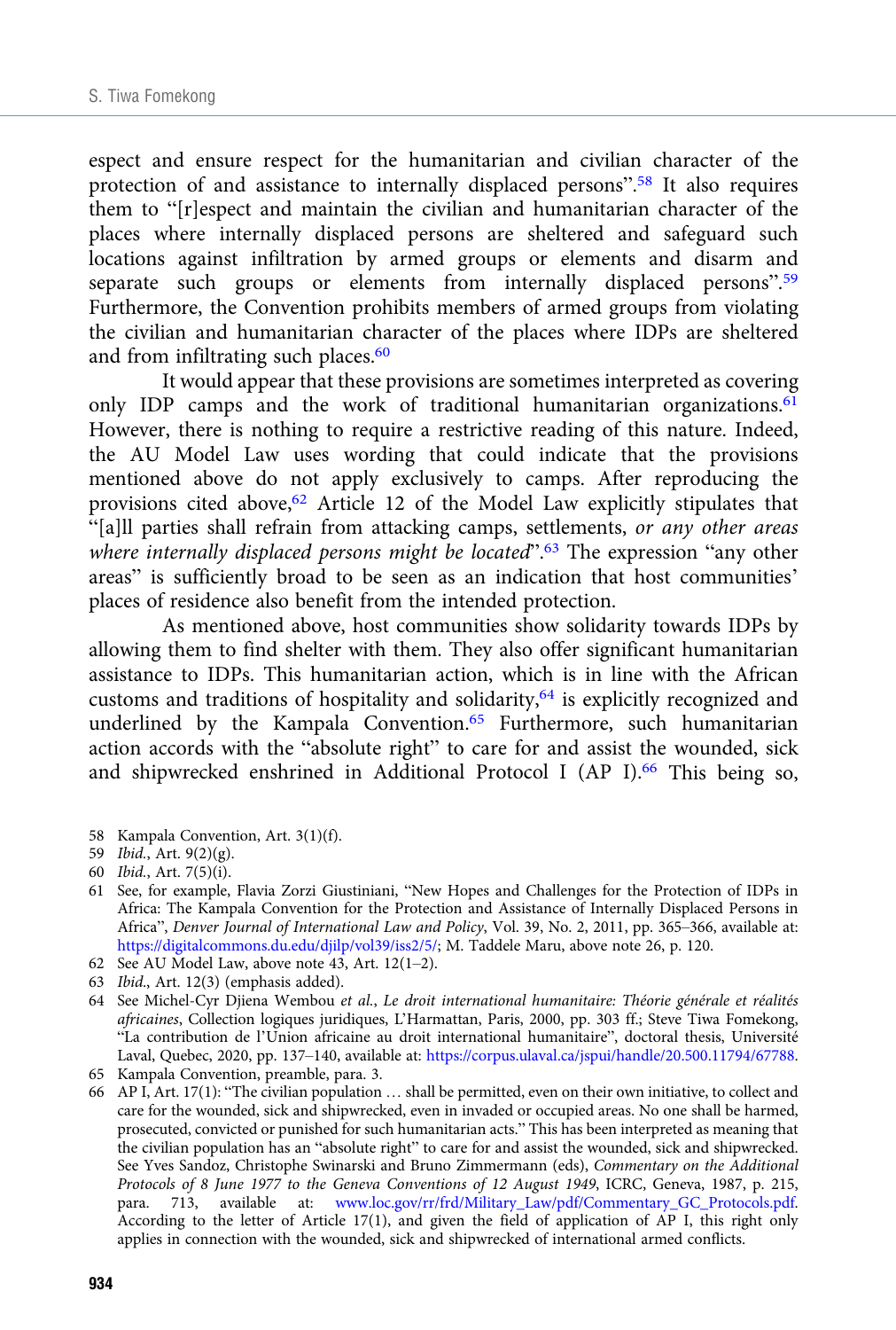espect and ensure respect for the humanitarian and civilian character of the protection of and assistance to internally displaced persons".[58] It also requires them to "[r]espect and maintain the civilian and humanitarian character of the places where internally displaced persons are sheltered and safeguard such locations against infiltration by armed groups or elements and disarm and separate such groups or elements from internally displaced persons".[59] Furthermore, the Convention prohibits members of armed groups from violating the civilian and humanitarian character of the places where IDPs are sheltered and from infiltrating such places.[60]

It would appear that these provisions are sometimes interpreted as covering only IDP camps and the work of traditional humanitarian organizations.[61] However, there is nothing to require a restrictive reading of this nature. Indeed, the AU Model Law uses wording that could indicate that the provisions mentioned above do not apply exclusively to camps. After reproducing the provisions cited above,[62] Article 12 of the Model Law explicitly stipulates that "[a]ll parties shall refrain from attacking camps, settlements, *or any other areas where internally displaced persons might be located*".[63] The expression "any other areas" is sufficiently broad to be seen as an indication that host communities' places of residence also benefit from the intended protection.

As mentioned above, host communities show solidarity towards IDPs by allowing them to find shelter with them. They also offer significant humanitarian assistance to IDPs. This humanitarian action, which is in line with the African customs and traditions of hospitality and solidarity,[64] is explicitly recognized and underlined by the Kampala Convention.[65] Furthermore, such humanitarian action accords with the "absolute right" to care for and assist the wounded, sick and shipwrecked enshrined in Additional Protocol I (AP I).[66] This being so,

58 Kampala Convention, Art. 3(1)(f).

59 *Ibid.*, Art. 9(2)(g).

60 *Ibid.*, Art. 7(5)(i).

61 See, for example, Flavia Zorzi Giustiniani, "New Hopes and Challenges for the Protection of IDPs in Africa: The Kampala Convention for the Protection and Assistance of Internally Displaced Persons in Africa", *Denver Journal of International Law and Policy*, Vol. 39, No. 2, 2011, pp. 365–366, available at: https://digitalcommons.du.edu/djilp/vol39/iss2/5/; M. Taddele Maru, above note 26, p. 120.

62 See AU Model Law, above note 43, Art. 12(1–2).

63 *Ibid.*, Art. 12(3) (emphasis added).

64 See Michel-Cyr Djiena Wembou *et al.*, *Le droit international humanitaire: Théorie générale et réalités africaines*, Collection logiques juridiques, L'Harmattan, Paris, 2000, pp. 303 ff.; Steve Tiwa Fomekong, "La contribution de l'Union africaine au droit international humanitaire", doctoral thesis, Université Laval, Quebec, 2020, pp. 137–140, available at: https://corpus.ulaval.ca/jspui/handle/20.500.11794/67788.

65 Kampala Convention, preamble, para. 3.

66 AP I, Art. 17(1): "The civilian population … shall be permitted, even on their own initiative, to collect and care for the wounded, sick and shipwrecked, even in invaded or occupied areas. No one shall be harmed, prosecuted, convicted or punished for such humanitarian acts." This has been interpreted as meaning that the civilian population has an "absolute right" to care for and assist the wounded, sick and shipwrecked. See Yves Sandoz, Christophe Swinarski and Bruno Zimmermann (eds), *Commentary on the Additional Protocols of 8 June 1977 to the Geneva Conventions of 12 August 1949*, ICRC, Geneva, 1987, p. 215, para. 713, available at: www.loc.gov/rr/frd/Military_Law/pdf/Commentary_GC_Protocols.pdf. According to the letter of Article 17(1), and given the field of application of AP I, this right only applies in connection with the wounded, sick and shipwrecked of international armed conflicts.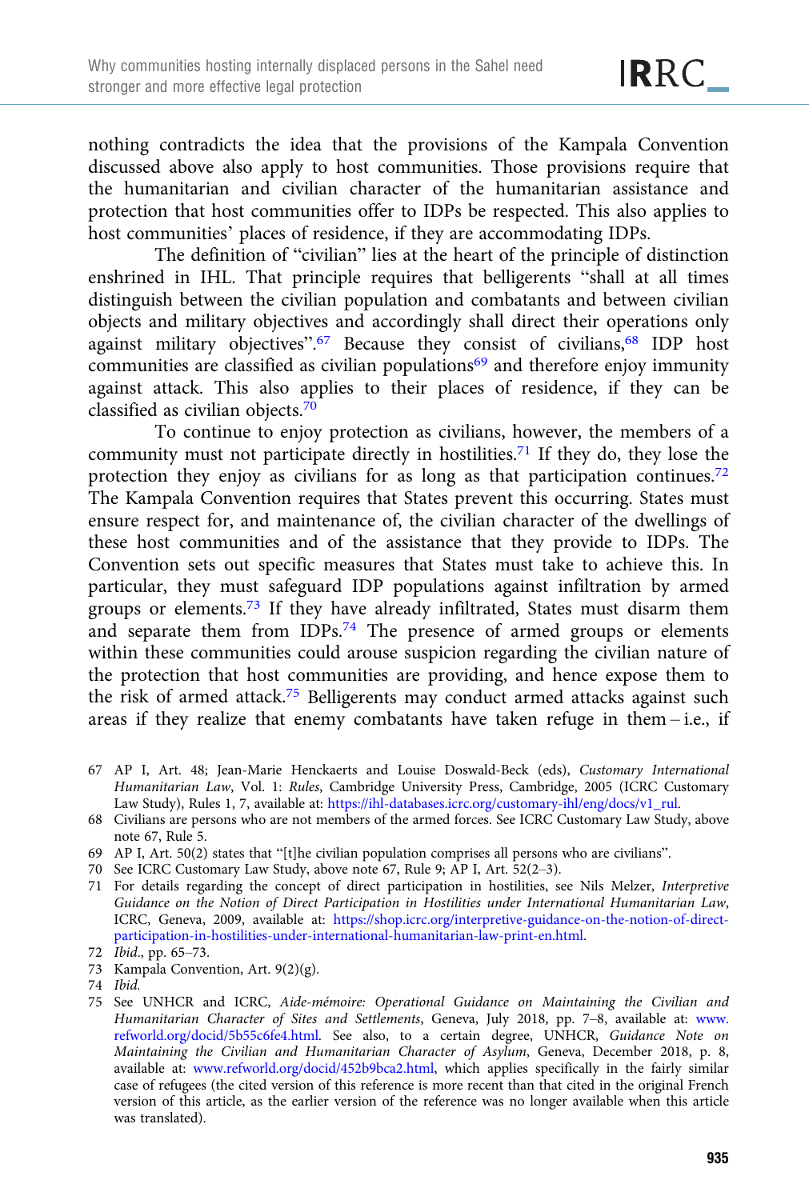nothing contradicts the idea that the provisions of the Kampala Convention discussed above also apply to host communities. Those provisions require that the humanitarian and civilian character of the humanitarian assistance and protection that host communities offer to IDPs be respected. This also applies to host communities' places of residence, if they are accommodating IDPs.

The definition of "civilian" lies at the heart of the principle of distinction enshrined in IHL. That principle requires that belligerents "shall at all times distinguish between the civilian population and combatants and between civilian objects and military objectives and accordingly shall direct their operations only against military objectives".[67] Because they consist of civilians,[68] IDP host communities are classified as civilian populations[69] and therefore enjoy immunity against attack. This also applies to their places of residence, if they can be classified as civilian objects.[70]

To continue to enjoy protection as civilians, however, the members of a community must not participate directly in hostilities.[71] If they do, they lose the protection they enjoy as civilians for as long as that participation continues.[72] The Kampala Convention requires that States prevent this occurring. States must ensure respect for, and maintenance of, the civilian character of the dwellings of these host communities and of the assistance that they provide to IDPs. The Convention sets out specific measures that States must take to achieve this. In particular, they must safeguard IDP populations against infiltration by armed groups or elements.[73] If they have already infiltrated, States must disarm them and separate them from IDPs.[74] The presence of armed groups or elements within these communities could arouse suspicion regarding the civilian nature of the protection that host communities are providing, and hence expose them to the risk of armed attack.[75] Belligerents may conduct armed attacks against such areas if they realize that enemy combatants have taken refuge in them – i.e., if

67 AP I, Art. 48; Jean-Marie Henckaerts and Louise Doswald-Beck (eds), *Customary International Humanitarian Law*, Vol. 1: *Rules*, Cambridge University Press, Cambridge, 2005 (ICRC Customary Law Study), Rules 1, 7, available at: https://ihl-databases.icrc.org/customary-ihl/eng/docs/v1_rul.

68 Civilians are persons who are not members of the armed forces. See ICRC Customary Law Study, above note 67, Rule 5.

69 AP I, Art. 50(2) states that "[t]he civilian population comprises all persons who are civilians".

70 See ICRC Customary Law Study, above note 67, Rule 9; AP I, Art. 52(2–3).

71 For details regarding the concept of direct participation in hostilities, see Nils Melzer, *Interpretive Guidance on the Notion of Direct Participation in Hostilities under International Humanitarian Law*, ICRC, Geneva, 2009, available at: https://shop.icrc.org/interpretive-guidance-on-the-notion-of-direct-participation-in-hostilities-under-international-humanitarian-law-print-en.html.

72 *Ibid*., pp. 65–73.

73 Kampala Convention, Art. 9(2)(g).

74 *Ibid.*

75 See UNHCR and ICRC, *Aide-mémoire: Operational Guidance on Maintaining the Civilian and Humanitarian Character of Sites and Settlements*, Geneva, July 2018, pp. 7–8, available at: www.refworld.org/docid/5b55c6fe4.html. See also, to a certain degree, UNHCR, *Guidance Note on Maintaining the Civilian and Humanitarian Character of Asylum*, Geneva, December 2018, p. 8, available at: www.refworld.org/docid/452b9bca2.html, which applies specifically in the fairly similar case of refugees (the cited version of this reference is more recent than that cited in the original French version of this article, as the earlier version of the reference was no longer available when this article was translated).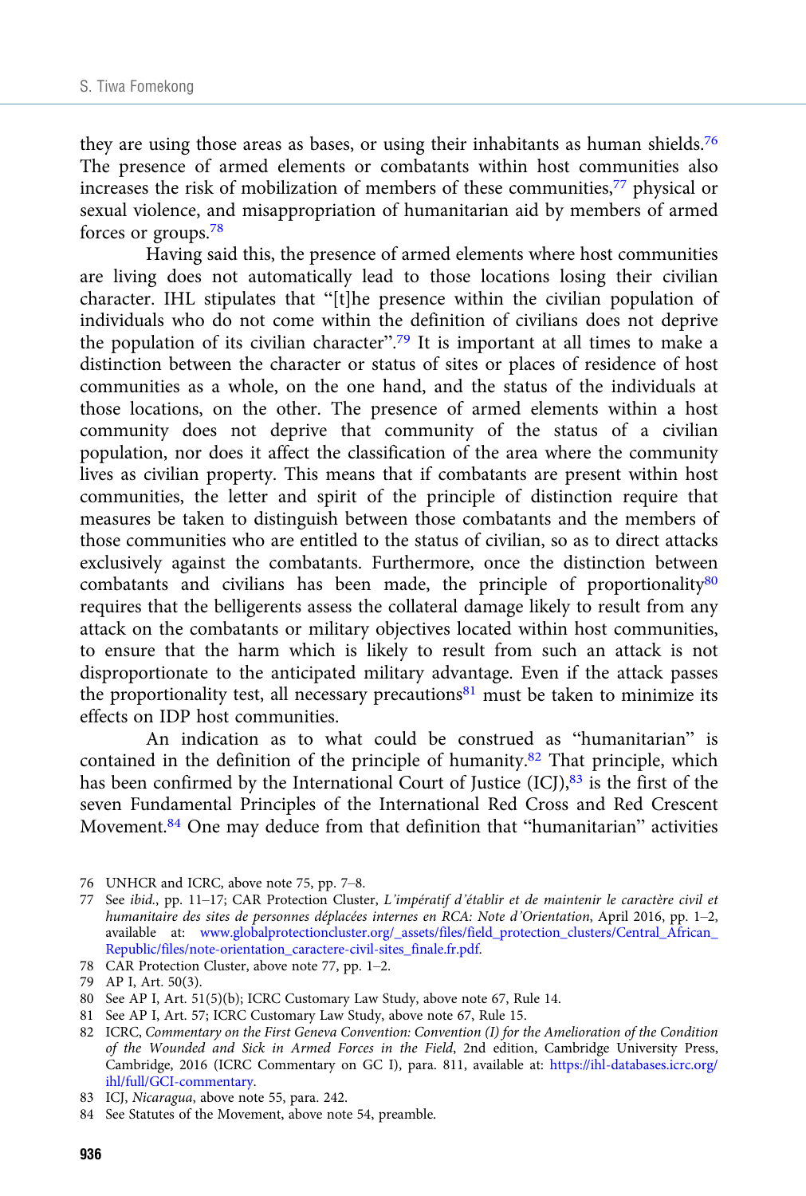they are using those areas as bases, or using their inhabitants as human shields.[76] The presence of armed elements or combatants within host communities also increases the risk of mobilization of members of these communities,[77] physical or sexual violence, and misappropriation of humanitarian aid by members of armed forces or groups.[78]

Having said this, the presence of armed elements where host communities are living does not automatically lead to those locations losing their civilian character. IHL stipulates that "[t]he presence within the civilian population of individuals who do not come within the definition of civilians does not deprive the population of its civilian character".[79] It is important at all times to make a distinction between the character or status of sites or places of residence of host communities as a whole, on the one hand, and the status of the individuals at those locations, on the other. The presence of armed elements within a host community does not deprive that community of the status of a civilian population, nor does it affect the classification of the area where the community lives as civilian property. This means that if combatants are present within host communities, the letter and spirit of the principle of distinction require that measures be taken to distinguish between those combatants and the members of those communities who are entitled to the status of civilian, so as to direct attacks exclusively against the combatants. Furthermore, once the distinction between combatants and civilians has been made, the principle of proportionality[80] requires that the belligerents assess the collateral damage likely to result from any attack on the combatants or military objectives located within host communities, to ensure that the harm which is likely to result from such an attack is not disproportionate to the anticipated military advantage. Even if the attack passes the proportionality test, all necessary precautions[81] must be taken to minimize its effects on IDP host communities.

An indication as to what could be construed as "humanitarian" is contained in the definition of the principle of humanity.[82] That principle, which has been confirmed by the International Court of Justice (ICJ),[83] is the first of the seven Fundamental Principles of the International Red Cross and Red Crescent Movement.[84] One may deduce from that definition that "humanitarian" activities

---

76 UNHCR and ICRC, above note 75, pp. 7–8.

77 See *ibid.*, pp. 11–17; CAR Protection Cluster, *L'impératif d'établir et de maintenir le caractère civil et humanitaire des sites de personnes déplacées internes en RCA: Note d'Orientation*, April 2016, pp. 1–2, available at: www.globalprotectioncluster.org/_assets/files/field_protection_clusters/Central_African_Republic/files/note-orientation_caractere-civil-sites_finale.fr.pdf.

78 CAR Protection Cluster, above note 77, pp. 1–2.

79 AP I, Art. 50(3).

80 See AP I, Art. 51(5)(b); ICRC Customary Law Study, above note 67, Rule 14.

81 See AP I, Art. 57; ICRC Customary Law Study, above note 67, Rule 15.

82 ICRC, *Commentary on the First Geneva Convention: Convention (I) for the Amelioration of the Condition of the Wounded and Sick in Armed Forces in the Field*, 2nd edition, Cambridge University Press, Cambridge, 2016 (ICRC Commentary on GC I), para. 811, available at: https://ihl-databases.icrc.org/ihl/full/GCI-commentary.

83 ICJ, *Nicaragua*, above note 55, para. 242.

84 See Statutes of the Movement, above note 54, preamble.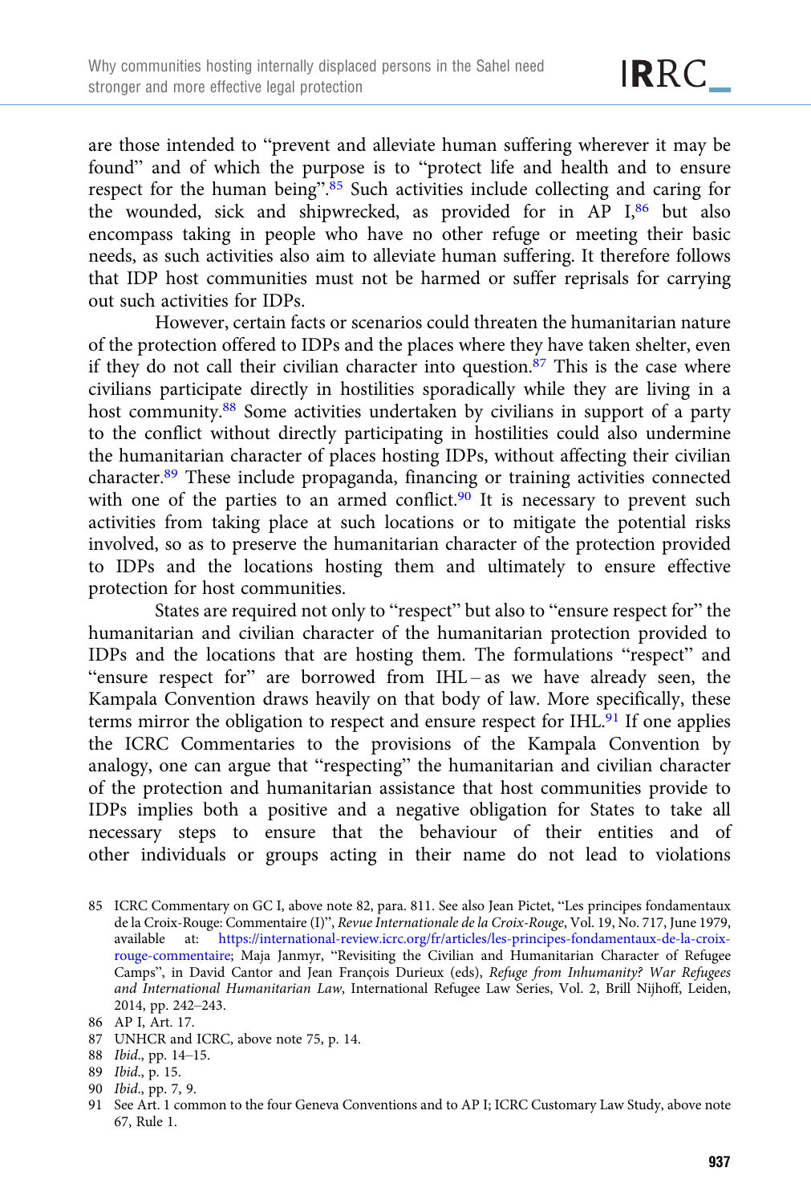are those intended to "prevent and alleviate human suffering wherever it may be found" and of which the purpose is to "protect life and health and to ensure respect for the human being".[85] Such activities include collecting and caring for the wounded, sick and shipwrecked, as provided for in AP I,[86] but also encompass taking in people who have no other refuge or meeting their basic needs, as such activities also aim to alleviate human suffering. It therefore follows that IDP host communities must not be harmed or suffer reprisals for carrying out such activities for IDPs.

However, certain facts or scenarios could threaten the humanitarian nature of the protection offered to IDPs and the places where they have taken shelter, even if they do not call their civilian character into question.[87] This is the case where civilians participate directly in hostilities sporadically while they are living in a host community.[88] Some activities undertaken by civilians in support of a party to the conflict without directly participating in hostilities could also undermine the humanitarian character of places hosting IDPs, without affecting their civilian character.[89] These include propaganda, financing or training activities connected with one of the parties to an armed conflict.[90] It is necessary to prevent such activities from taking place at such locations or to mitigate the potential risks involved, so as to preserve the humanitarian character of the protection provided to IDPs and the locations hosting them and ultimately to ensure effective protection for host communities.

States are required not only to "respect" but also to "ensure respect for" the humanitarian and civilian character of the humanitarian protection provided to IDPs and the locations that are hosting them. The formulations "respect" and "ensure respect for" are borrowed from IHL – as we have already seen, the Kampala Convention draws heavily on that body of law. More specifically, these terms mirror the obligation to respect and ensure respect for IHL.[91] If one applies the ICRC Commentaries to the provisions of the Kampala Convention by analogy, one can argue that "respecting" the humanitarian and civilian character of the protection and humanitarian assistance that host communities provide to IDPs implies both a positive and a negative obligation for States to take all necessary steps to ensure that the behaviour of their entities and of other individuals or groups acting in their name do not lead to violations

---

85 ICRC Commentary on GC I, above note 82, para. 811. See also Jean Pictet, "Les principes fondamentaux de la Croix-Rouge: Commentaire (I)", *Revue Internationale de la Croix-Rouge*, Vol. 19, No. 717, June 1979, available at: https://international-review.icrc.org/fr/articles/les-principes-fondamentaux-de-la-croix-rouge-commentaire; Maja Janmyr, "Revisiting the Civilian and Humanitarian Character of Refugee Camps", in David Cantor and Jean François Durieux (eds), *Refuge from Inhumanity? War Refugees and International Humanitarian Law*, International Refugee Law Series, Vol. 2, Brill Nijhoff, Leiden, 2014, pp. 242–243.

86 AP I, Art. 17.

87 UNHCR and ICRC, above note 75, p. 14.

88 *Ibid.*, pp. 14–15.

89 *Ibid.*, p. 15.

90 *Ibid.*, pp. 7, 9.

91 See Art. 1 common to the four Geneva Conventions and to AP I; ICRC Customary Law Study, above note 67, Rule 1.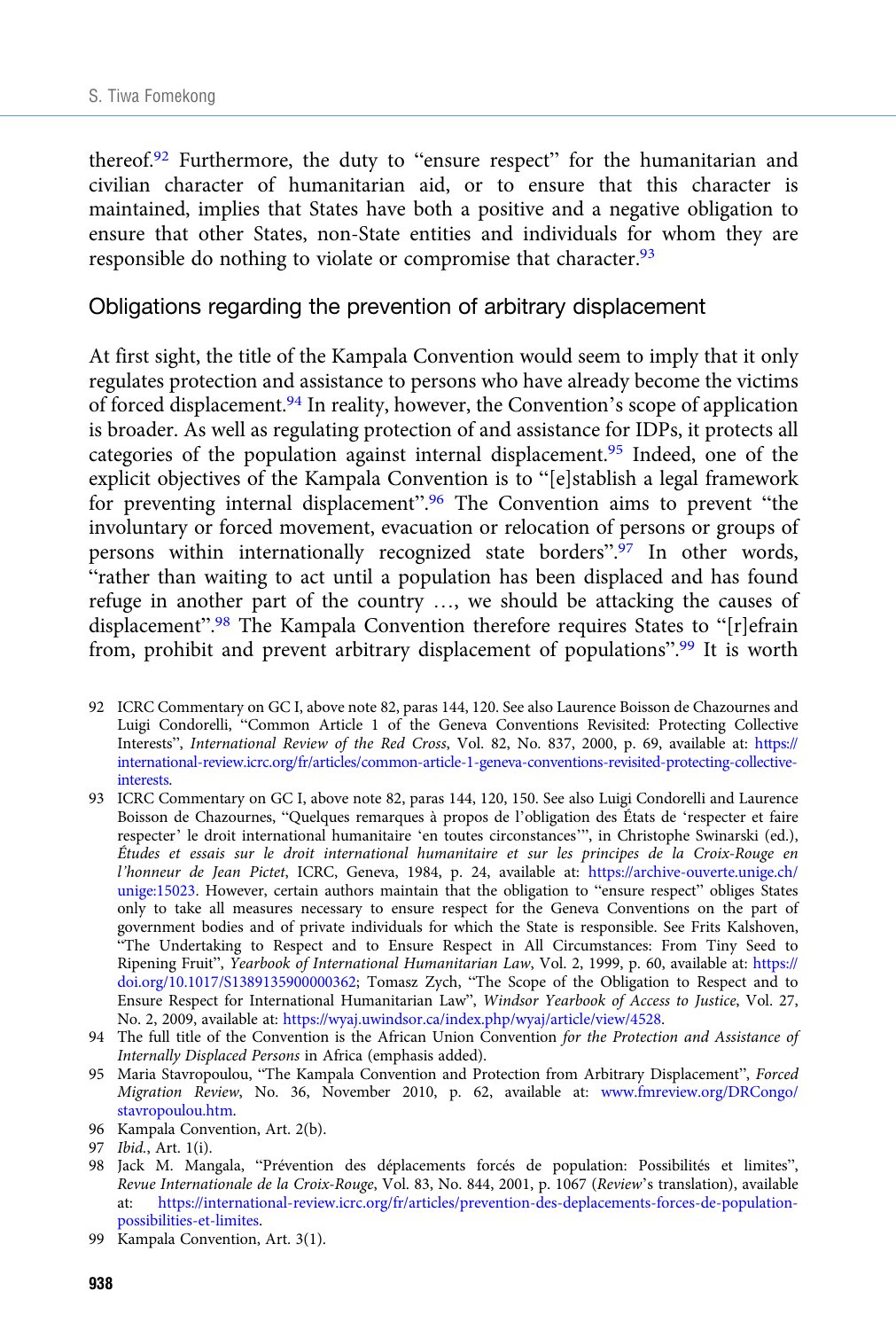thereof.[92] Furthermore, the duty to "ensure respect" for the humanitarian and civilian character of humanitarian aid, or to ensure that this character is maintained, implies that States have both a positive and a negative obligation to ensure that other States, non-State entities and individuals for whom they are responsible do nothing to violate or compromise that character.[93]

## Obligations regarding the prevention of arbitrary displacement

At first sight, the title of the Kampala Convention would seem to imply that it only regulates protection and assistance to persons who have already become the victims of forced displacement.[94] In reality, however, the Convention's scope of application is broader. As well as regulating protection of and assistance for IDPs, it protects all categories of the population against internal displacement.[95] Indeed, one of the explicit objectives of the Kampala Convention is to "[e]stablish a legal framework for preventing internal displacement".[96] The Convention aims to prevent "the involuntary or forced movement, evacuation or relocation of persons or groups of persons within internationally recognized state borders".[97] In other words, "rather than waiting to act until a population has been displaced and has found refuge in another part of the country …, we should be attacking the causes of displacement".[98] The Kampala Convention therefore requires States to "[r]efrain from, prohibit and prevent arbitrary displacement of populations".[99] It is worth

92 ICRC Commentary on GC I, above note 82, paras 144, 120. See also Laurence Boisson de Chazournes and Luigi Condorelli, "Common Article 1 of the Geneva Conventions Revisited: Protecting Collective Interests", *International Review of the Red Cross*, Vol. 82, No. 837, 2000, p. 69, available at: https://international-review.icrc.org/fr/articles/common-article-1-geneva-conventions-revisited-protecting-collective-interests.

93 ICRC Commentary on GC I, above note 82, paras 144, 120, 150. See also Luigi Condorelli and Laurence Boisson de Chazournes, "Quelques remarques à propos de l'obligation des États de 'respecter et faire respecter' le droit international humanitaire 'en toutes circonstances'", in Christophe Swinarski (ed.), *Études et essais sur le droit international humanitaire et sur les principes de la Croix-Rouge en l'honneur de Jean Pictet*, ICRC, Geneva, 1984, p. 24, available at: https://archive-ouverte.unige.ch/unige:15023. However, certain authors maintain that the obligation to "ensure respect" obliges States only to take all measures necessary to ensure respect for the Geneva Conventions on the part of government bodies and of private individuals for which the State is responsible. See Frits Kalshoven, "The Undertaking to Respect and to Ensure Respect in All Circumstances: From Tiny Seed to Ripening Fruit", *Yearbook of International Humanitarian Law*, Vol. 2, 1999, p. 60, available at: https://doi.org/10.1017/S1389135900000362; Tomasz Zych, "The Scope of the Obligation to Respect and to Ensure Respect for International Humanitarian Law", *Windsor Yearbook of Access to Justice*, Vol. 27, No. 2, 2009, available at: https://wyaj.uwindsor.ca/index.php/wyaj/article/view/4528.

94 The full title of the Convention is the African Union Convention *for the Protection and Assistance of Internally Displaced Persons* in Africa (emphasis added).

95 Maria Stavropoulou, "The Kampala Convention and Protection from Arbitrary Displacement", *Forced Migration Review*, No. 36, November 2010, p. 62, available at: www.fmreview.org/DRCongo/stavropoulou.htm.

96 Kampala Convention, Art. 2(b).

97 *Ibid.*, Art. 1(i).

98 Jack M. Mangala, "Prévention des déplacements forcés de population: Possibilités et limites", *Revue Internationale de la Croix-Rouge*, Vol. 83, No. 844, 2001, p. 1067 (*Review*'s translation), available at: https://international-review.icrc.org/fr/articles/prevention-des-deplacements-forces-de-population-possibilities-et-limites.

99 Kampala Convention, Art. 3(1).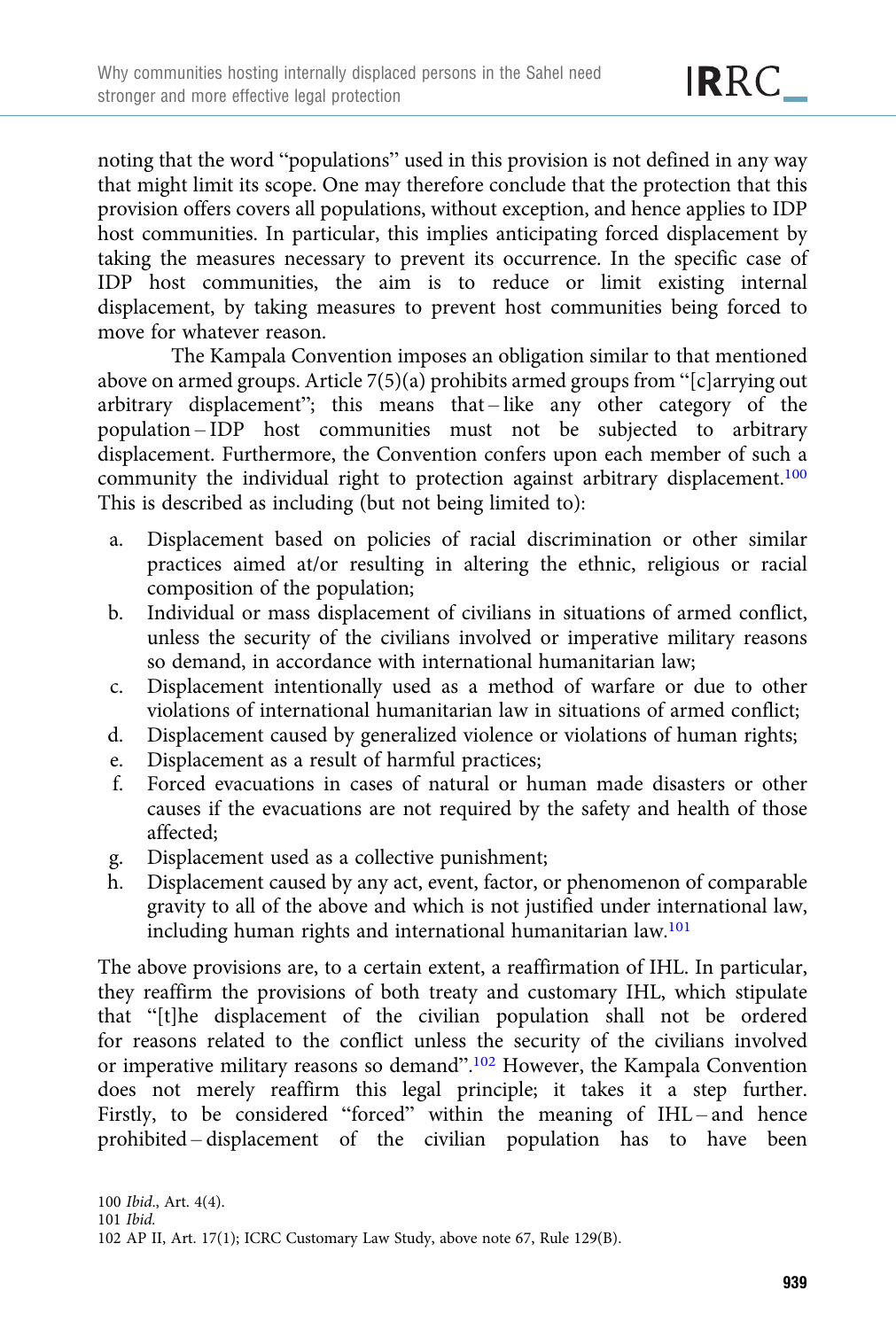noting that the word "populations" used in this provision is not defined in any way that might limit its scope. One may therefore conclude that the protection that this provision offers covers all populations, without exception, and hence applies to IDP host communities. In particular, this implies anticipating forced displacement by taking the measures necessary to prevent its occurrence. In the specific case of IDP host communities, the aim is to reduce or limit existing internal displacement, by taking measures to prevent host communities being forced to move for whatever reason.

The Kampala Convention imposes an obligation similar to that mentioned above on armed groups. Article 7(5)(a) prohibits armed groups from "[c]arrying out arbitrary displacement"; this means that – like any other category of the population – IDP host communities must not be subjected to arbitrary displacement. Furthermore, the Convention confers upon each member of such a community the individual right to protection against arbitrary displacement.[100] This is described as including (but not being limited to):

a. Displacement based on policies of racial discrimination or other similar practices aimed at/or resulting in altering the ethnic, religious or racial composition of the population;
b. Individual or mass displacement of civilians in situations of armed conflict, unless the security of the civilians involved or imperative military reasons so demand, in accordance with international humanitarian law;
c. Displacement intentionally used as a method of warfare or due to other violations of international humanitarian law in situations of armed conflict;
d. Displacement caused by generalized violence or violations of human rights;
e. Displacement as a result of harmful practices;
f. Forced evacuations in cases of natural or human made disasters or other causes if the evacuations are not required by the safety and health of those affected;
g. Displacement used as a collective punishment;
h. Displacement caused by any act, event, factor, or phenomenon of comparable gravity to all of the above and which is not justified under international law, including human rights and international humanitarian law.[101]

The above provisions are, to a certain extent, a reaffirmation of IHL. In particular, they reaffirm the provisions of both treaty and customary IHL, which stipulate that "[t]he displacement of the civilian population shall not be ordered for reasons related to the conflict unless the security of the civilians involved or imperative military reasons so demand".[102] However, the Kampala Convention does not merely reaffirm this legal principle; it takes it a step further. Firstly, to be considered "forced" within the meaning of IHL – and hence prohibited – displacement of the civilian population has to have been

100 *Ibid*., Art. 4(4).
101 *Ibid.*
102 AP II, Art. 17(1); ICRC Customary Law Study, above note 67, Rule 129(B).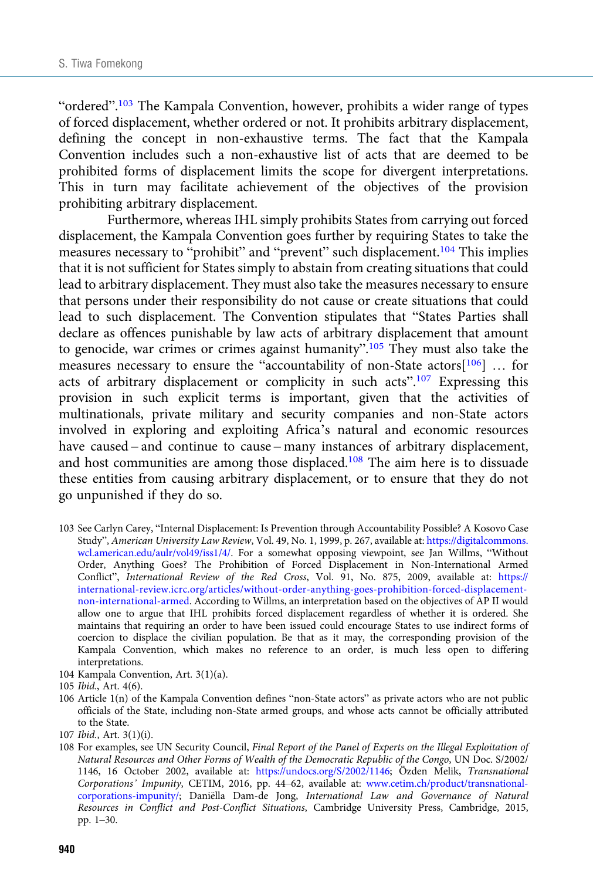"ordered".[103] The Kampala Convention, however, prohibits a wider range of types of forced displacement, whether ordered or not. It prohibits arbitrary displacement, defining the concept in non-exhaustive terms. The fact that the Kampala Convention includes such a non-exhaustive list of acts that are deemed to be prohibited forms of displacement limits the scope for divergent interpretations. This in turn may facilitate achievement of the objectives of the provision prohibiting arbitrary displacement.

Furthermore, whereas IHL simply prohibits States from carrying out forced displacement, the Kampala Convention goes further by requiring States to take the measures necessary to "prohibit" and "prevent" such displacement.[104] This implies that it is not sufficient for States simply to abstain from creating situations that could lead to arbitrary displacement. They must also take the measures necessary to ensure that persons under their responsibility do not cause or create situations that could lead to such displacement. The Convention stipulates that "States Parties shall declare as offences punishable by law acts of arbitrary displacement that amount to genocide, war crimes or crimes against humanity".[105] They must also take the measures necessary to ensure the "accountability of non-State actors[[106]] … for acts of arbitrary displacement or complicity in such acts".[107] Expressing this provision in such explicit terms is important, given that the activities of multinationals, private military and security companies and non-State actors involved in exploring and exploiting Africa's natural and economic resources have caused – and continue to cause – many instances of arbitrary displacement, and host communities are among those displaced.[108] The aim here is to dissuade these entities from causing arbitrary displacement, or to ensure that they do not go unpunished if they do so.

103 See Carlyn Carey, "Internal Displacement: Is Prevention through Accountability Possible? A Kosovo Case Study", *American University Law Review*, Vol. 49, No. 1, 1999, p. 267, available at: https://digitalcommons.wcl.american.edu/aulr/vol49/iss1/4/. For a somewhat opposing viewpoint, see Jan Willms, "Without Order, Anything Goes? The Prohibition of Forced Displacement in Non-International Armed Conflict", *International Review of the Red Cross*, Vol. 91, No. 875, 2009, available at: https://international-review.icrc.org/articles/without-order-anything-goes-prohibition-forced-displacement-non-international-armed. According to Willms, an interpretation based on the objectives of AP II would allow one to argue that IHL prohibits forced displacement regardless of whether it is ordered. She maintains that requiring an order to have been issued could encourage States to use indirect forms of coercion to displace the civilian population. Be that as it may, the corresponding provision of the Kampala Convention, which makes no reference to an order, is much less open to differing interpretations.

104 Kampala Convention, Art. 3(1)(a).

105 *Ibid.*, Art. 4(6).

106 Article 1(n) of the Kampala Convention defines "non-State actors" as private actors who are not public officials of the State, including non-State armed groups, and whose acts cannot be officially attributed to the State.

107 *Ibid.*, Art. 3(1)(i).

108 For examples, see UN Security Council, *Final Report of the Panel of Experts on the Illegal Exploitation of Natural Resources and Other Forms of Wealth of the Democratic Republic of the Congo*, UN Doc. S/2002/1146, 16 October 2002, available at: https://undocs.org/S/2002/1146; Özden Melik, *Transnational Corporations' Impunity*, CETIM, 2016, pp. 44–62, available at: www.cetim.ch/product/transnational-corporations-impunity/; Daniëlla Dam-de Jong, *International Law and Governance of Natural Resources in Conflict and Post-Conflict Situations*, Cambridge University Press, Cambridge, 2015, pp. 1–30.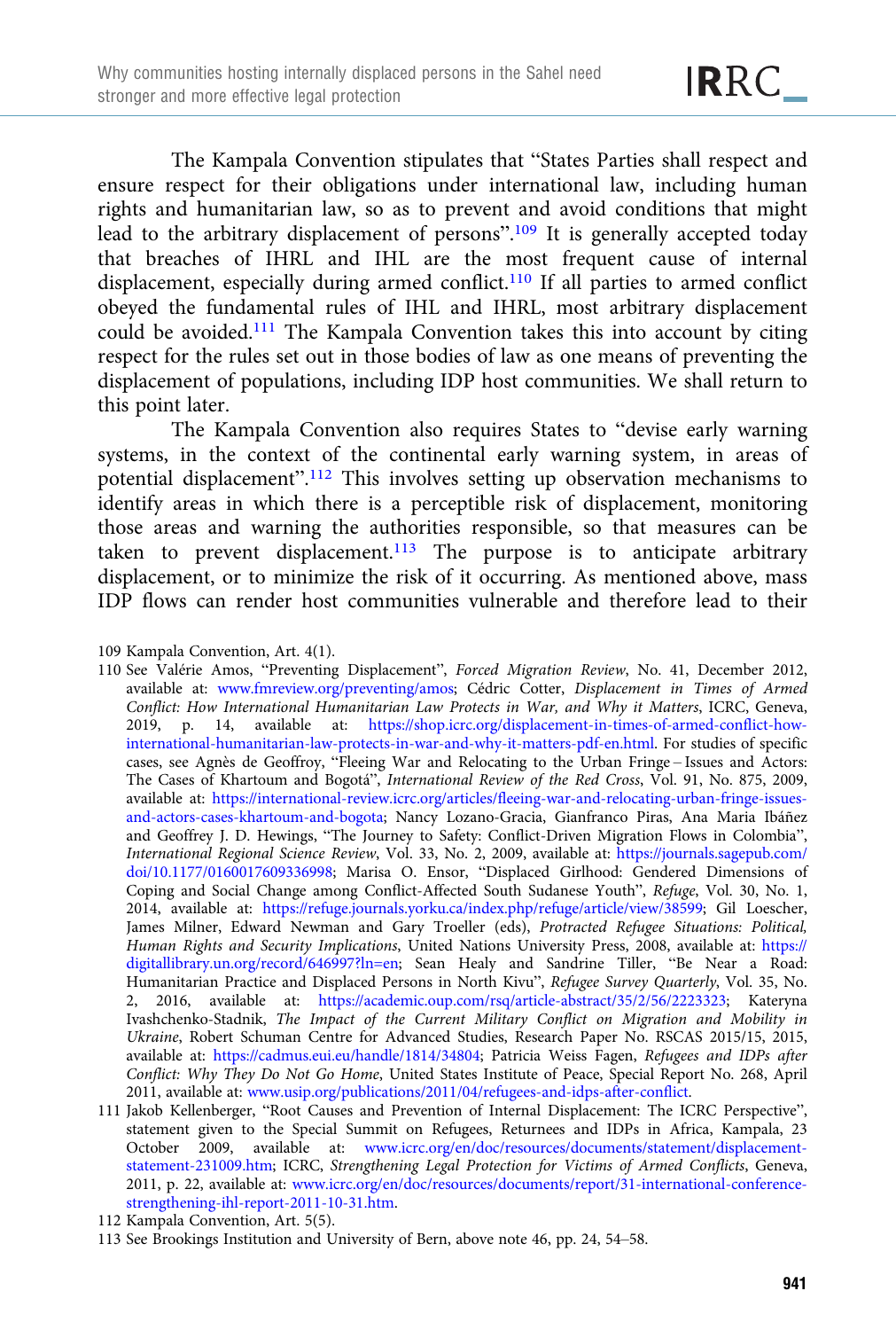The Kampala Convention stipulates that "States Parties shall respect and ensure respect for their obligations under international law, including human rights and humanitarian law, so as to prevent and avoid conditions that might lead to the arbitrary displacement of persons".[109] It is generally accepted today that breaches of IHRL and IHL are the most frequent cause of internal displacement, especially during armed conflict.[110] If all parties to armed conflict obeyed the fundamental rules of IHL and IHRL, most arbitrary displacement could be avoided.[111] The Kampala Convention takes this into account by citing respect for the rules set out in those bodies of law as one means of preventing the displacement of populations, including IDP host communities. We shall return to this point later.

The Kampala Convention also requires States to "devise early warning systems, in the context of the continental early warning system, in areas of potential displacement".[112] This involves setting up observation mechanisms to identify areas in which there is a perceptible risk of displacement, monitoring those areas and warning the authorities responsible, so that measures can be taken to prevent displacement.[113] The purpose is to anticipate arbitrary displacement, or to minimize the risk of it occurring. As mentioned above, mass IDP flows can render host communities vulnerable and therefore lead to their

109 Kampala Convention, Art. 4(1).

110 See Valérie Amos, "Preventing Displacement", *Forced Migration Review*, No. 41, December 2012, available at: www.fmreview.org/preventing/amos; Cédric Cotter, *Displacement in Times of Armed Conflict: How International Humanitarian Law Protects in War, and Why it Matters*, ICRC, Geneva, 2019, p. 14, available at: https://shop.icrc.org/displacement-in-times-of-armed-conflict-how-international-humanitarian-law-protects-in-war-and-why-it-matters-pdf-en.html. For studies of specific cases, see Agnès de Geoffroy, "Fleeing War and Relocating to the Urban Fringe – Issues and Actors: The Cases of Khartoum and Bogotá", *International Review of the Red Cross*, Vol. 91, No. 875, 2009, available at: https://international-review.icrc.org/articles/fleeing-war-and-relocating-urban-fringe-issues-and-actors-cases-khartoum-and-bogota; Nancy Lozano-Gracia, Gianfranco Piras, Ana Maria Ibáñez and Geoffrey J. D. Hewings, "The Journey to Safety: Conflict-Driven Migration Flows in Colombia", *International Regional Science Review*, Vol. 33, No. 2, 2009, available at: https://journals.sagepub.com/doi/10.1177/0160017609336998; Marisa O. Ensor, "Displaced Girlhood: Gendered Dimensions of Coping and Social Change among Conflict-Affected South Sudanese Youth", *Refuge*, Vol. 30, No. 1, 2014, available at: https://refuge.journals.yorku.ca/index.php/refuge/article/view/38599; Gil Loescher, James Milner, Edward Newman and Gary Troeller (eds), *Protracted Refugee Situations: Political, Human Rights and Security Implications*, United Nations University Press, 2008, available at: https://digitallibrary.un.org/record/646997?ln=en; Sean Healy and Sandrine Tiller, "Be Near a Road: Humanitarian Practice and Displaced Persons in North Kivu", *Refugee Survey Quarterly*, Vol. 35, No. 2, 2016, available at: https://academic.oup.com/rsq/article-abstract/35/2/56/2223323; Kateryna Ivashchenko-Stadnik, *The Impact of the Current Military Conflict on Migration and Mobility in Ukraine*, Robert Schuman Centre for Advanced Studies, Research Paper No. RSCAS 2015/15, 2015, available at: https://cadmus.eui.eu/handle/1814/34804; Patricia Weiss Fagen, *Refugees and IDPs after Conflict: Why They Do Not Go Home*, United States Institute of Peace, Special Report No. 268, April 2011, available at: www.usip.org/publications/2011/04/refugees-and-idps-after-conflict.

111 Jakob Kellenberger, "Root Causes and Prevention of Internal Displacement: The ICRC Perspective", statement given to the Special Summit on Refugees, Returnees and IDPs in Africa, Kampala, 23 October 2009, available at: www.icrc.org/en/doc/resources/documents/statement/displacement-statement-231009.htm; ICRC, *Strengthening Legal Protection for Victims of Armed Conflicts*, Geneva, 2011, p. 22, available at: www.icrc.org/en/doc/resources/documents/report/31-international-conference-strengthening-ihl-report-2011-10-31.htm.

112 Kampala Convention, Art. 5(5).

113 See Brookings Institution and University of Bern, above note 46, pp. 24, 54–58.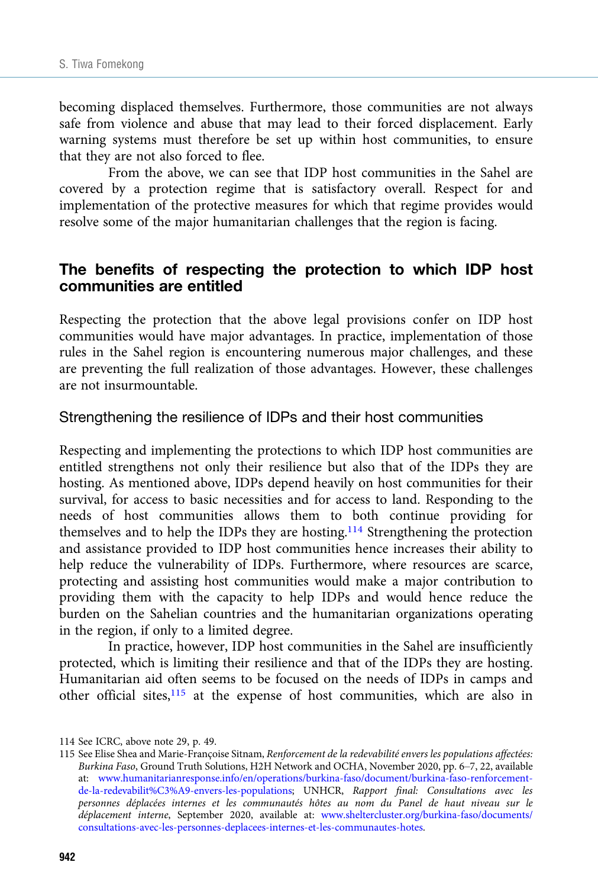becoming displaced themselves. Furthermore, those communities are not always safe from violence and abuse that may lead to their forced displacement. Early warning systems must therefore be set up within host communities, to ensure that they are not also forced to flee.

From the above, we can see that IDP host communities in the Sahel are covered by a protection regime that is satisfactory overall. Respect for and implementation of the protective measures for which that regime provides would resolve some of the major humanitarian challenges that the region is facing.

## The benefits of respecting the protection to which IDP host communities are entitled

Respecting the protection that the above legal provisions confer on IDP host communities would have major advantages. In practice, implementation of those rules in the Sahel region is encountering numerous major challenges, and these are preventing the full realization of those advantages. However, these challenges are not insurmountable.

### Strengthening the resilience of IDPs and their host communities

Respecting and implementing the protections to which IDP host communities are entitled strengthens not only their resilience but also that of the IDPs they are hosting. As mentioned above, IDPs depend heavily on host communities for their survival, for access to basic necessities and for access to land. Responding to the needs of host communities allows them to both continue providing for themselves and to help the IDPs they are hosting.[114] Strengthening the protection and assistance provided to IDP host communities hence increases their ability to help reduce the vulnerability of IDPs. Furthermore, where resources are scarce, protecting and assisting host communities would make a major contribution to providing them with the capacity to help IDPs and would hence reduce the burden on the Sahelian countries and the humanitarian organizations operating in the region, if only to a limited degree.

In practice, however, IDP host communities in the Sahel are insufficiently protected, which is limiting their resilience and that of the IDPs they are hosting. Humanitarian aid often seems to be focused on the needs of IDPs in camps and other official sites,[115] at the expense of host communities, which are also in

114 See ICRC, above note 29, p. 49.

115 See Elise Shea and Marie-Françoise Sitnam, *Renforcement de la redevabilité envers les populations affectées: Burkina Faso*, Ground Truth Solutions, H2H Network and OCHA, November 2020, pp. 6–7, 22, available at: www.humanitarianresponse.info/en/operations/burkina-faso/document/burkina-faso-renforcement-de-la-redevabilit%C3%A9-envers-les-populations; UNHCR, *Rapport final: Consultations avec les personnes déplacées internes et les communautés hôtes au nom du Panel de haut niveau sur le déplacement interne*, September 2020, available at: www.sheltercluster.org/burkina-faso/documents/consultations-avec-les-personnes-deplacees-internes-et-les-communautes-hotes.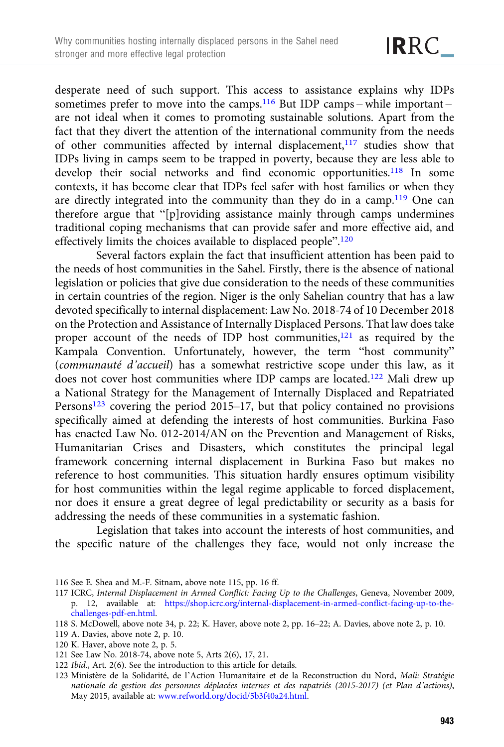desperate need of such support. This access to assistance explains why IDPs sometimes prefer to move into the camps.[116] But IDP camps – while important – are not ideal when it comes to promoting sustainable solutions. Apart from the fact that they divert the attention of the international community from the needs of other communities affected by internal displacement,[117] studies show that IDPs living in camps seem to be trapped in poverty, because they are less able to develop their social networks and find economic opportunities.[118] In some contexts, it has become clear that IDPs feel safer with host families or when they are directly integrated into the community than they do in a camp.[119] One can therefore argue that "[p]roviding assistance mainly through camps undermines traditional coping mechanisms that can provide safer and more effective aid, and effectively limits the choices available to displaced people".[120]

Several factors explain the fact that insufficient attention has been paid to the needs of host communities in the Sahel. Firstly, there is the absence of national legislation or policies that give due consideration to the needs of these communities in certain countries of the region. Niger is the only Sahelian country that has a law devoted specifically to internal displacement: Law No. 2018-74 of 10 December 2018 on the Protection and Assistance of Internally Displaced Persons. That law does take proper account of the needs of IDP host communities,[121] as required by the Kampala Convention. Unfortunately, however, the term "host community" (*communauté d'accueil*) has a somewhat restrictive scope under this law, as it does not cover host communities where IDP camps are located.[122] Mali drew up a National Strategy for the Management of Internally Displaced and Repatriated Persons[123] covering the period 2015–17, but that policy contained no provisions specifically aimed at defending the interests of host communities. Burkina Faso has enacted Law No. 012-2014/AN on the Prevention and Management of Risks, Humanitarian Crises and Disasters, which constitutes the principal legal framework concerning internal displacement in Burkina Faso but makes no reference to host communities. This situation hardly ensures optimum visibility for host communities within the legal regime applicable to forced displacement, nor does it ensure a great degree of legal predictability or security as a basis for addressing the needs of these communities in a systematic fashion.

Legislation that takes into account the interests of host communities, and the specific nature of the challenges they face, would not only increase the

---

116 See E. Shea and M.-F. Sitnam, above note 115, pp. 16 ff.

117 ICRC, *Internal Displacement in Armed Conflict: Facing Up to the Challenges*, Geneva, November 2009, p. 12, available at: https://shop.icrc.org/internal-displacement-in-armed-conflict-facing-up-to-the-challenges-pdf-en.html.

118 S. McDowell, above note 34, p. 22; K. Haver, above note 2, pp. 16–22; A. Davies, above note 2, p. 10.

119 A. Davies, above note 2, p. 10.

120 K. Haver, above note 2, p. 5.

121 See Law No. 2018-74, above note 5, Arts 2(6), 17, 21.

122 *Ibid.*, Art. 2(6). See the introduction to this article for details.

123 Ministère de la Solidarité, de l'Action Humanitaire et de la Reconstruction du Nord, *Mali: Stratégie nationale de gestion des personnes déplacées internes et des rapatriés (2015-2017) (et Plan d'actions)*, May 2015, available at: www.refworld.org/docid/5b3f40a24.html.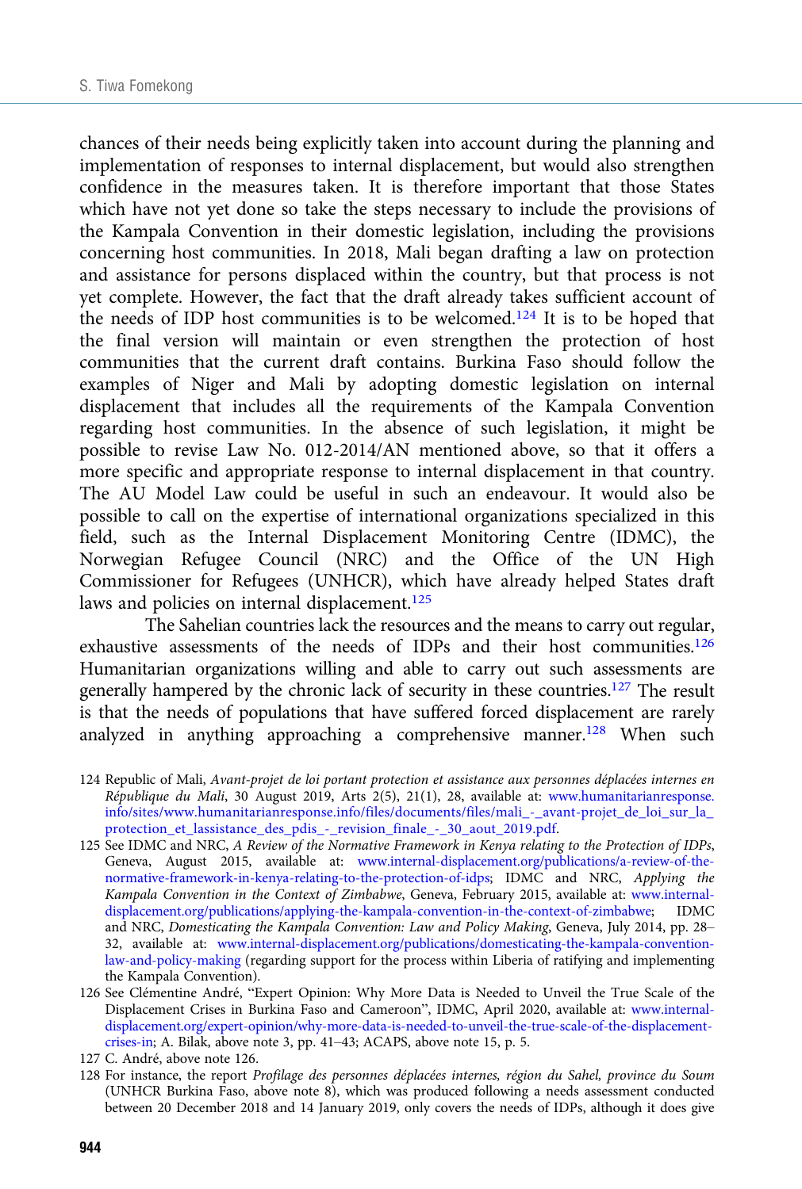chances of their needs being explicitly taken into account during the planning and implementation of responses to internal displacement, but would also strengthen confidence in the measures taken. It is therefore important that those States which have not yet done so take the steps necessary to include the provisions of the Kampala Convention in their domestic legislation, including the provisions concerning host communities. In 2018, Mali began drafting a law on protection and assistance for persons displaced within the country, but that process is not yet complete. However, the fact that the draft already takes sufficient account of the needs of IDP host communities is to be welcomed.[124] It is to be hoped that the final version will maintain or even strengthen the protection of host communities that the current draft contains. Burkina Faso should follow the examples of Niger and Mali by adopting domestic legislation on internal displacement that includes all the requirements of the Kampala Convention regarding host communities. In the absence of such legislation, it might be possible to revise Law No. 012-2014/AN mentioned above, so that it offers a more specific and appropriate response to internal displacement in that country. The AU Model Law could be useful in such an endeavour. It would also be possible to call on the expertise of international organizations specialized in this field, such as the Internal Displacement Monitoring Centre (IDMC), the Norwegian Refugee Council (NRC) and the Office of the UN High Commissioner for Refugees (UNHCR), which have already helped States draft laws and policies on internal displacement.[125]

The Sahelian countries lack the resources and the means to carry out regular, exhaustive assessments of the needs of IDPs and their host communities.[126] Humanitarian organizations willing and able to carry out such assessments are generally hampered by the chronic lack of security in these countries.[127] The result is that the needs of populations that have suffered forced displacement are rarely analyzed in anything approaching a comprehensive manner.[128] When such

124 Republic of Mali, *Avant-projet de loi portant protection et assistance aux personnes déplacées internes en République du Mali*, 30 August 2019, Arts 2(5), 21(1), 28, available at: www.humanitarianresponse.info/sites/www.humanitarianresponse.info/files/documents/files/mali_-_avant-projet_de_loi_sur_la_protection_et_lassistance_des_pdis_-_revision_finale_-_30_aout_2019.pdf.

125 See IDMC and NRC, *A Review of the Normative Framework in Kenya relating to the Protection of IDPs*, Geneva, August 2015, available at: www.internal-displacement.org/publications/a-review-of-the-normative-framework-in-kenya-relating-to-the-protection-of-idps; IDMC and NRC, *Applying the Kampala Convention in the Context of Zimbabwe*, Geneva, February 2015, available at: www.internal-displacement.org/publications/applying-the-kampala-convention-in-the-context-of-zimbabwe; IDMC and NRC, *Domesticating the Kampala Convention: Law and Policy Making*, Geneva, July 2014, pp. 28–32, available at: www.internal-displacement.org/publications/domesticating-the-kampala-convention-law-and-policy-making (regarding support for the process within Liberia of ratifying and implementing the Kampala Convention).

126 See Clémentine André, "Expert Opinion: Why More Data is Needed to Unveil the True Scale of the Displacement Crises in Burkina Faso and Cameroon", IDMC, April 2020, available at: www.internal-displacement.org/expert-opinion/why-more-data-is-needed-to-unveil-the-true-scale-of-the-displacement-crises-in; A. Bilak, above note 3, pp. 41–43; ACAPS, above note 15, p. 5.

127 C. André, above note 126.

128 For instance, the report *Profilage des personnes déplacées internes, région du Sahel, province du Soum* (UNHCR Burkina Faso, above note 8), which was produced following a needs assessment conducted between 20 December 2018 and 14 January 2019, only covers the needs of IDPs, although it does give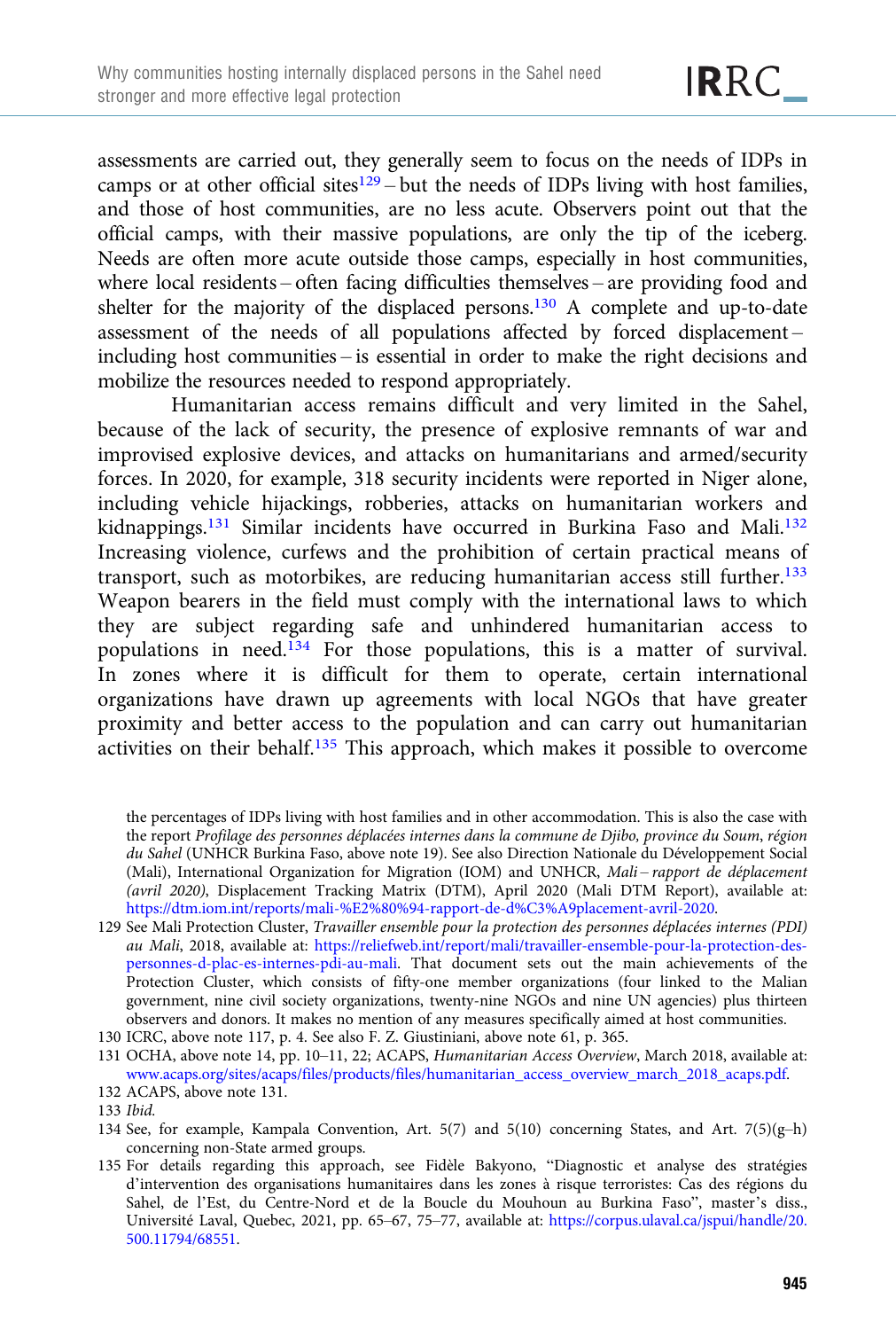assessments are carried out, they generally seem to focus on the needs of IDPs in camps or at other official sites[129] – but the needs of IDPs living with host families, and those of host communities, are no less acute. Observers point out that the official camps, with their massive populations, are only the tip of the iceberg. Needs are often more acute outside those camps, especially in host communities, where local residents – often facing difficulties themselves – are providing food and shelter for the majority of the displaced persons.[130] A complete and up-to-date assessment of the needs of all populations affected by forced displacement – including host communities – is essential in order to make the right decisions and mobilize the resources needed to respond appropriately.

Humanitarian access remains difficult and very limited in the Sahel, because of the lack of security, the presence of explosive remnants of war and improvised explosive devices, and attacks on humanitarians and armed/security forces. In 2020, for example, 318 security incidents were reported in Niger alone, including vehicle hijackings, robberies, attacks on humanitarian workers and kidnappings.[131] Similar incidents have occurred in Burkina Faso and Mali.[132] Increasing violence, curfews and the prohibition of certain practical means of transport, such as motorbikes, are reducing humanitarian access still further.[133] Weapon bearers in the field must comply with the international laws to which they are subject regarding safe and unhindered humanitarian access to populations in need.[134] For those populations, this is a matter of survival. In zones where it is difficult for them to operate, certain international organizations have drawn up agreements with local NGOs that have greater proximity and better access to the population and can carry out humanitarian activities on their behalf.[135] This approach, which makes it possible to overcome

---

the percentages of IDPs living with host families and in other accommodation. This is also the case with the report *Profilage des personnes déplacées internes dans la commune de Djibo, province du Soum, région du Sahel* (UNHCR Burkina Faso, above note 19). See also Direction Nationale du Développement Social (Mali), International Organization for Migration (IOM) and UNHCR, *Mali – rapport de déplacement (avril 2020)*, Displacement Tracking Matrix (DTM), April 2020 (Mali DTM Report), available at: https://dtm.iom.int/reports/mali-%E2%80%94-rapport-de-d%C3%A9placement-avril-2020.

129 See Mali Protection Cluster, *Travailler ensemble pour la protection des personnes déplacées internes (PDI) au Mali*, 2018, available at: https://reliefweb.int/report/mali/travailler-ensemble-pour-la-protection-des-personnes-d-plac-es-internes-pdi-au-mali. That document sets out the main achievements of the Protection Cluster, which consists of fifty-one member organizations (four linked to the Malian government, nine civil society organizations, twenty-nine NGOs and nine UN agencies) plus thirteen observers and donors. It makes no mention of any measures specifically aimed at host communities.

130 ICRC, above note 117, p. 4. See also F. Z. Giustiniani, above note 61, p. 365.

131 OCHA, above note 14, pp. 10–11, 22; ACAPS, *Humanitarian Access Overview*, March 2018, available at: www.acaps.org/sites/acaps/files/products/files/humanitarian_access_overview_march_2018_acaps.pdf.

132 ACAPS, above note 131.

133 *Ibid.*

134 See, for example, Kampala Convention, Art. 5(7) and 5(10) concerning States, and Art. 7(5)(g–h) concerning non-State armed groups.

135 For details regarding this approach, see Fidèle Bakyono, "Diagnostic et analyse des stratégies d'intervention des organisations humanitaires dans les zones à risque terroristes: Cas des régions du Sahel, de l'Est, du Centre-Nord et de la Boucle du Mouhoun au Burkina Faso", master's diss., Université Laval, Quebec, 2021, pp. 65–67, 75–77, available at: https://corpus.ulaval.ca/jspui/handle/20.500.11794/68551.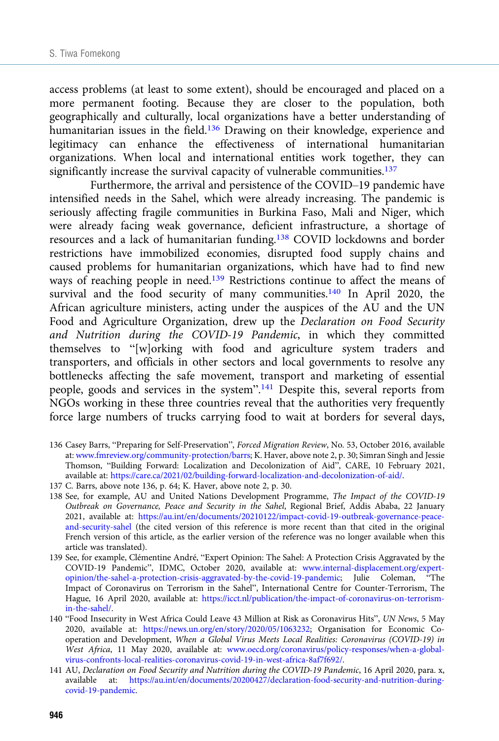access problems (at least to some extent), should be encouraged and placed on a more permanent footing. Because they are closer to the population, both geographically and culturally, local organizations have a better understanding of humanitarian issues in the field.[136] Drawing on their knowledge, experience and legitimacy can enhance the effectiveness of international humanitarian organizations. When local and international entities work together, they can significantly increase the survival capacity of vulnerable communities.[137]

Furthermore, the arrival and persistence of the COVID–19 pandemic have intensified needs in the Sahel, which were already increasing. The pandemic is seriously affecting fragile communities in Burkina Faso, Mali and Niger, which were already facing weak governance, deficient infrastructure, a shortage of resources and a lack of humanitarian funding.[138] COVID lockdowns and border restrictions have immobilized economies, disrupted food supply chains and caused problems for humanitarian organizations, which have had to find new ways of reaching people in need.[139] Restrictions continue to affect the means of survival and the food security of many communities.[140] In April 2020, the African agriculture ministers, acting under the auspices of the AU and the UN Food and Agriculture Organization, drew up the *Declaration on Food Security and Nutrition during the COVID-19 Pandemic*, in which they committed themselves to "[w]orking with food and agriculture system traders and transporters, and officials in other sectors and local governments to resolve any bottlenecks affecting the safe movement, transport and marketing of essential people, goods and services in the system".[141] Despite this, several reports from NGOs working in these three countries reveal that the authorities very frequently force large numbers of trucks carrying food to wait at borders for several days,

136 Casey Barrs, "Preparing for Self-Preservation", *Forced Migration Review*, No. 53, October 2016, available at: www.fmreview.org/community-protection/barrs; K. Haver, above note 2, p. 30; Simran Singh and Jessie Thomson, "Building Forward: Localization and Decolonization of Aid", CARE, 10 February 2021, available at: https://care.ca/2021/02/building-forward-localization-and-decolonization-of-aid/.

137 C. Barrs, above note 136, p. 64; K. Haver, above note 2, p. 30.

138 See, for example, AU and United Nations Development Programme, *The Impact of the COVID-19 Outbreak on Governance, Peace and Security in the Sahel*, Regional Brief, Addis Ababa, 22 January 2021, available at: https://au.int/en/documents/20210122/impact-covid-19-outbreak-governance-peace-and-security-sahel (the cited version of this reference is more recent than that cited in the original French version of this article, as the earlier version of the reference was no longer available when this article was translated).

139 See, for example, Clémentine André, "Expert Opinion: The Sahel: A Protection Crisis Aggravated by the COVID-19 Pandemic", IDMC, October 2020, available at: www.internal-displacement.org/expert-opinion/the-sahel-a-protection-crisis-aggravated-by-the-covid-19-pandemic; Julie Coleman, "The Impact of Coronavirus on Terrorism in the Sahel", International Centre for Counter-Terrorism, The Hague, 16 April 2020, available at: https://icct.nl/publication/the-impact-of-coronavirus-on-terrorism-in-the-sahel/.

140 "Food Insecurity in West Africa Could Leave 43 Million at Risk as Coronavirus Hits", *UN News*, 5 May 2020, available at: https://news.un.org/en/story/2020/05/1063232; Organisation for Economic Co-operation and Development, *When a Global Virus Meets Local Realities: Coronavirus (COVID-19) in West Africa*, 11 May 2020, available at: www.oecd.org/coronavirus/policy-responses/when-a-global-virus-confronts-local-realities-coronavirus-covid-19-in-west-africa-8af7f692/.

141 AU, *Declaration on Food Security and Nutrition during the COVID-19 Pandemic*, 16 April 2020, para. x, available at: https://au.int/en/documents/20200427/declaration-food-security-and-nutrition-during-covid-19-pandemic.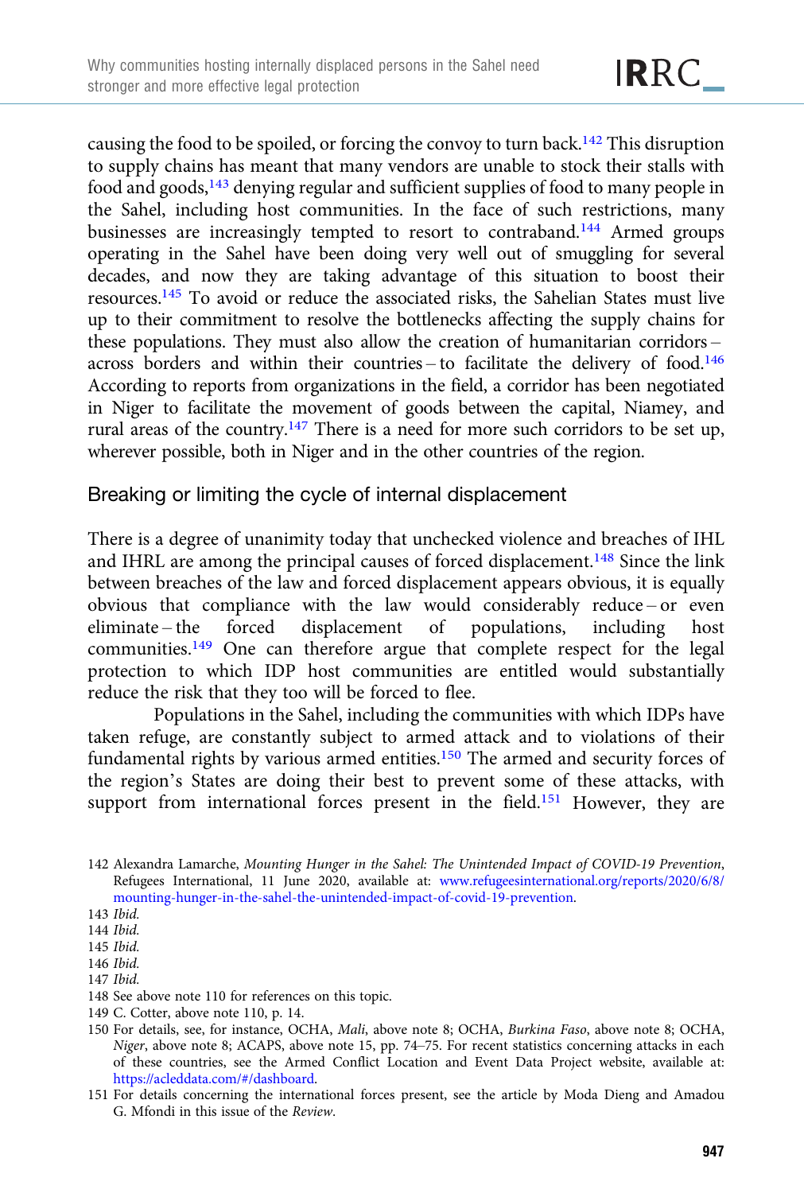causing the food to be spoiled, or forcing the convoy to turn back.[142] This disruption to supply chains has meant that many vendors are unable to stock their stalls with food and goods,[143] denying regular and sufficient supplies of food to many people in the Sahel, including host communities. In the face of such restrictions, many businesses are increasingly tempted to resort to contraband.[144] Armed groups operating in the Sahel have been doing very well out of smuggling for several decades, and now they are taking advantage of this situation to boost their resources.[145] To avoid or reduce the associated risks, the Sahelian States must live up to their commitment to resolve the bottlenecks affecting the supply chains for these populations. They must also allow the creation of humanitarian corridors – across borders and within their countries – to facilitate the delivery of food.[146] According to reports from organizations in the field, a corridor has been negotiated in Niger to facilitate the movement of goods between the capital, Niamey, and rural areas of the country.[147] There is a need for more such corridors to be set up, wherever possible, both in Niger and in the other countries of the region.

## Breaking or limiting the cycle of internal displacement

There is a degree of unanimity today that unchecked violence and breaches of IHL and IHRL are among the principal causes of forced displacement.[148] Since the link between breaches of the law and forced displacement appears obvious, it is equally obvious that compliance with the law would considerably reduce – or even eliminate – the forced displacement of populations, including host communities.[149] One can therefore argue that complete respect for the legal protection to which IDP host communities are entitled would substantially reduce the risk that they too will be forced to flee.

Populations in the Sahel, including the communities with which IDPs have taken refuge, are constantly subject to armed attack and to violations of their fundamental rights by various armed entities.[150] The armed and security forces of the region's States are doing their best to prevent some of these attacks, with support from international forces present in the field.[151] However, they are

---

142 Alexandra Lamarche, *Mounting Hunger in the Sahel: The Unintended Impact of COVID-19 Prevention*, Refugees International, 11 June 2020, available at: www.refugeesinternational.org/reports/2020/6/8/mounting-hunger-in-the-sahel-the-unintended-impact-of-covid-19-prevention.

143 *Ibid.*

144 *Ibid.*

145 *Ibid.*

146 *Ibid.*

147 *Ibid.*

148 See above note 110 for references on this topic.

149 C. Cotter, above note 110, p. 14.

150 For details, see, for instance, OCHA, *Mali*, above note 8; OCHA, *Burkina Faso*, above note 8; OCHA, *Niger*, above note 8; ACAPS, above note 15, pp. 74–75. For recent statistics concerning attacks in each of these countries, see the Armed Conflict Location and Event Data Project website, available at: https://acleddata.com/#/dashboard.

151 For details concerning the international forces present, see the article by Moda Dieng and Amadou G. Mfondi in this issue of the *Review*.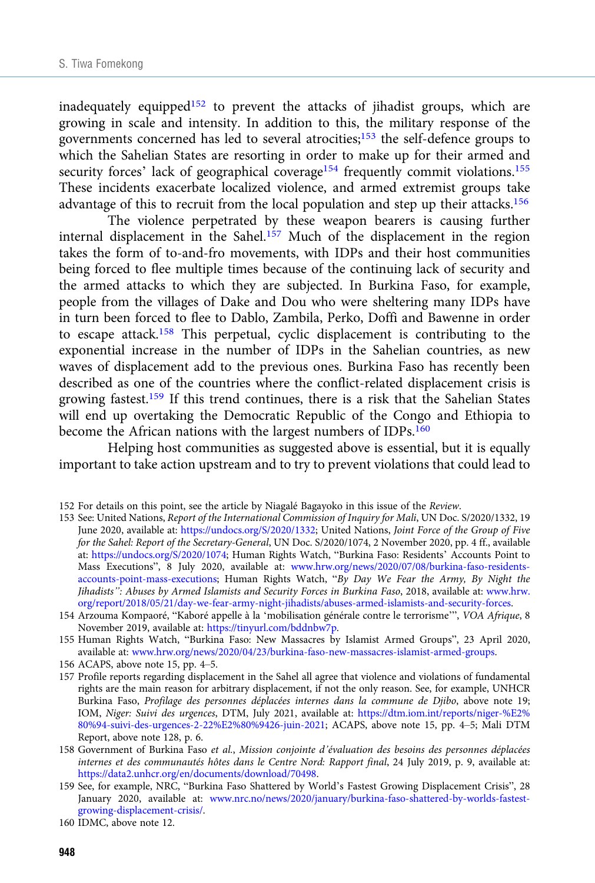inadequately equipped[152] to prevent the attacks of jihadist groups, which are growing in scale and intensity. In addition to this, the military response of the governments concerned has led to several atrocities;[153] the self-defence groups to which the Sahelian States are resorting in order to make up for their armed and security forces' lack of geographical coverage[154] frequently commit violations.[155] These incidents exacerbate localized violence, and armed extremist groups take advantage of this to recruit from the local population and step up their attacks.[156]

The violence perpetrated by these weapon bearers is causing further internal displacement in the Sahel.[157] Much of the displacement in the region takes the form of to-and-fro movements, with IDPs and their host communities being forced to flee multiple times because of the continuing lack of security and the armed attacks to which they are subjected. In Burkina Faso, for example, people from the villages of Dake and Dou who were sheltering many IDPs have in turn been forced to flee to Dablo, Zambila, Perko, Doffi and Bawenne in order to escape attack.[158] This perpetual, cyclic displacement is contributing to the exponential increase in the number of IDPs in the Sahelian countries, as new waves of displacement add to the previous ones. Burkina Faso has recently been described as one of the countries where the conflict-related displacement crisis is growing fastest.[159] If this trend continues, there is a risk that the Sahelian States will end up overtaking the Democratic Republic of the Congo and Ethiopia to become the African nations with the largest numbers of IDPs.[160]

Helping host communities as suggested above is essential, but it is equally important to take action upstream and to try to prevent violations that could lead to

152 For details on this point, see the article by Niagalé Bagayoko in this issue of the *Review*.

153 See: United Nations, *Report of the International Commission of Inquiry for Mali*, UN Doc. S/2020/1332, 19 June 2020, available at: https://undocs.org/S/2020/1332; United Nations, *Joint Force of the Group of Five for the Sahel: Report of the Secretary-General*, UN Doc. S/2020/1074, 2 November 2020, pp. 4 ff., available at: https://undocs.org/S/2020/1074; Human Rights Watch, "Burkina Faso: Residents' Accounts Point to Mass Executions", 8 July 2020, available at: www.hrw.org/news/2020/07/08/burkina-faso-residents-accounts-point-mass-executions; Human Rights Watch, *"By Day We Fear the Army, By Night the Jihadists": Abuses by Armed Islamists and Security Forces in Burkina Faso*, 2018, available at: www.hrw.org/report/2018/05/21/day-we-fear-army-night-jihadists/abuses-armed-islamists-and-security-forces.

154 Arzouma Kompaoré, "Kaboré appelle à la 'mobilisation générale contre le terrorisme'", *VOA Afrique*, 8 November 2019, available at: https://tinyurl.com/bddnbw7p.

155 Human Rights Watch, "Burkina Faso: New Massacres by Islamist Armed Groups", 23 April 2020, available at: www.hrw.org/news/2020/04/23/burkina-faso-new-massacres-islamist-armed-groups.

156 ACAPS, above note 15, pp. 4–5.

157 Profile reports regarding displacement in the Sahel all agree that violence and violations of fundamental rights are the main reason for arbitrary displacement, if not the only reason. See, for example, UNHCR Burkina Faso, *Profilage des personnes déplacées internes dans la commune de Djibo*, above note 19; IOM, *Niger: Suivi des urgences*, DTM, July 2021, available at: https://dtm.iom.int/reports/niger-%E2%80%94-suivi-des-urgences-2-22%E2%80%9426-juin-2021; ACAPS, above note 15, pp. 4–5; Mali DTM Report, above note 128, p. 6.

158 Government of Burkina Faso *et al.*, *Mission conjointe d'évaluation des besoins des personnes déplacées internes et des communautés hôtes dans le Centre Nord: Rapport final*, 24 July 2019, p. 9, available at: https://data2.unhcr.org/en/documents/download/70498.

159 See, for example, NRC, "Burkina Faso Shattered by World's Fastest Growing Displacement Crisis", 28 January 2020, available at: www.nrc.no/news/2020/january/burkina-faso-shattered-by-worlds-fastest-growing-displacement-crisis/.

160 IDMC, above note 12.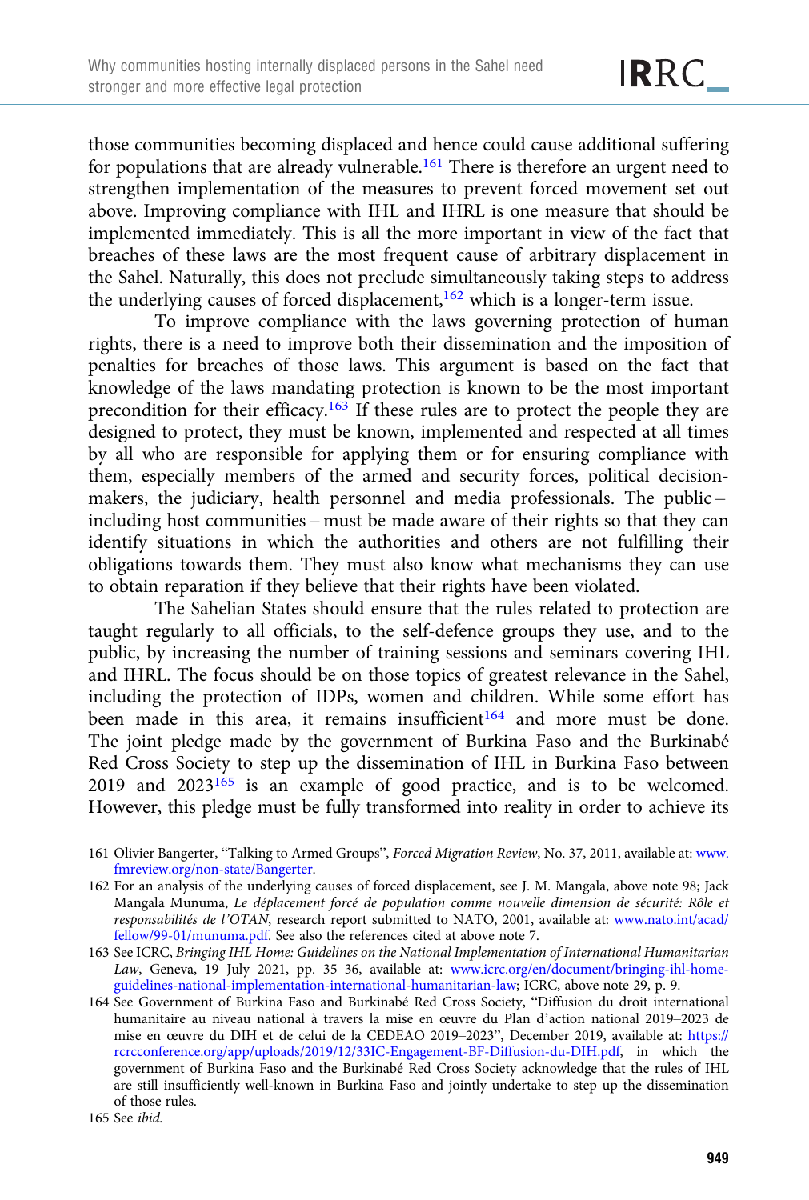those communities becoming displaced and hence could cause additional suffering for populations that are already vulnerable.[161] There is therefore an urgent need to strengthen implementation of the measures to prevent forced movement set out above. Improving compliance with IHL and IHRL is one measure that should be implemented immediately. This is all the more important in view of the fact that breaches of these laws are the most frequent cause of arbitrary displacement in the Sahel. Naturally, this does not preclude simultaneously taking steps to address the underlying causes of forced displacement,[162] which is a longer-term issue.

To improve compliance with the laws governing protection of human rights, there is a need to improve both their dissemination and the imposition of penalties for breaches of those laws. This argument is based on the fact that knowledge of the laws mandating protection is known to be the most important precondition for their efficacy.[163] If these rules are to protect the people they are designed to protect, they must be known, implemented and respected at all times by all who are responsible for applying them or for ensuring compliance with them, especially members of the armed and security forces, political decision-makers, the judiciary, health personnel and media professionals. The public – including host communities – must be made aware of their rights so that they can identify situations in which the authorities and others are not fulfilling their obligations towards them. They must also know what mechanisms they can use to obtain reparation if they believe that their rights have been violated.

The Sahelian States should ensure that the rules related to protection are taught regularly to all officials, to the self-defence groups they use, and to the public, by increasing the number of training sessions and seminars covering IHL and IHRL. The focus should be on those topics of greatest relevance in the Sahel, including the protection of IDPs, women and children. While some effort has been made in this area, it remains insufficient[164] and more must be done. The joint pledge made by the government of Burkina Faso and the Burkinabé Red Cross Society to step up the dissemination of IHL in Burkina Faso between 2019 and 2023[165] is an example of good practice, and is to be welcomed. However, this pledge must be fully transformed into reality in order to achieve its

161 Olivier Bangerter, "Talking to Armed Groups", *Forced Migration Review*, No. 37, 2011, available at: www.fmreview.org/non-state/Bangerter.

162 For an analysis of the underlying causes of forced displacement, see J. M. Mangala, above note 98; Jack Mangala Munuma, *Le déplacement forcé de population comme nouvelle dimension de sécurité: Rôle et responsabilités de l'OTAN*, research report submitted to NATO, 2001, available at: www.nato.int/acad/fellow/99-01/munuma.pdf. See also the references cited at above note 7.

163 See ICRC, *Bringing IHL Home: Guidelines on the National Implementation of International Humanitarian Law*, Geneva, 19 July 2021, pp. 35–36, available at: www.icrc.org/en/document/bringing-ihl-home-guidelines-national-implementation-international-humanitarian-law; ICRC, above note 29, p. 9.

164 See Government of Burkina Faso and Burkinabé Red Cross Society, "Diffusion du droit international humanitaire au niveau national à travers la mise en œuvre du Plan d'action national 2019–2023 de mise en œuvre du DIH et de celui de la CEDEAO 2019–2023", December 2019, available at: https://rcrcconference.org/app/uploads/2019/12/33IC-Engagement-BF-Diffusion-du-DIH.pdf, in which the government of Burkina Faso and the Burkinabé Red Cross Society acknowledge that the rules of IHL are still insufficiently well-known in Burkina Faso and jointly undertake to step up the dissemination of those rules.

165 See *ibid.*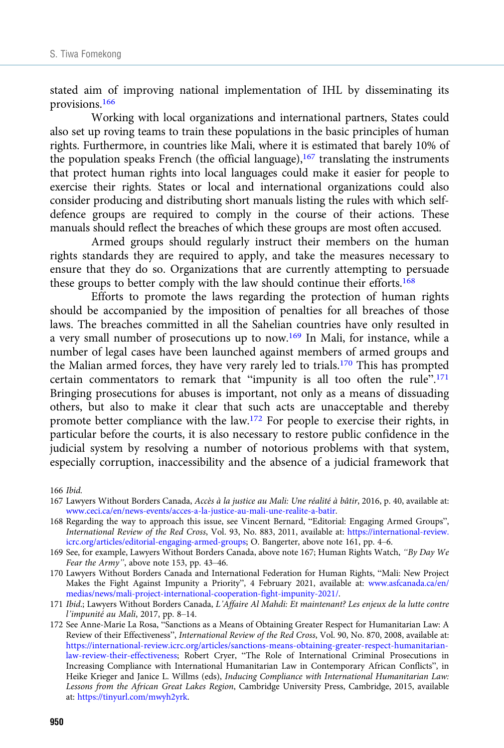stated aim of improving national implementation of IHL by disseminating its provisions.[166]

Working with local organizations and international partners, States could also set up roving teams to train these populations in the basic principles of human rights. Furthermore, in countries like Mali, where it is estimated that barely 10% of the population speaks French (the official language),[167] translating the instruments that protect human rights into local languages could make it easier for people to exercise their rights. States or local and international organizations could also consider producing and distributing short manuals listing the rules with which self-defence groups are required to comply in the course of their actions. These manuals should reflect the breaches of which these groups are most often accused.

Armed groups should regularly instruct their members on the human rights standards they are required to apply, and take the measures necessary to ensure that they do so. Organizations that are currently attempting to persuade these groups to better comply with the law should continue their efforts.[168]

Efforts to promote the laws regarding the protection of human rights should be accompanied by the imposition of penalties for all breaches of those laws. The breaches committed in all the Sahelian countries have only resulted in a very small number of prosecutions up to now.[169] In Mali, for instance, while a number of legal cases have been launched against members of armed groups and the Malian armed forces, they have very rarely led to trials.[170] This has prompted certain commentators to remark that "impunity is all too often the rule".[171] Bringing prosecutions for abuses is important, not only as a means of dissuading others, but also to make it clear that such acts are unacceptable and thereby promote better compliance with the law.[172] For people to exercise their rights, in particular before the courts, it is also necessary to restore public confidence in the judicial system by resolving a number of notorious problems with that system, especially corruption, inaccessibility and the absence of a judicial framework that

166 *Ibid.*

167 Lawyers Without Borders Canada, *Accès à la justice au Mali: Une réalité à bâtir*, 2016, p. 40, available at: www.ceci.ca/en/news-events/acces-a-la-justice-au-mali-une-realite-a-batir.

168 Regarding the way to approach this issue, see Vincent Bernard, "Editorial: Engaging Armed Groups", *International Review of the Red Cross*, Vol. 93, No. 883, 2011, available at: https://international-review.icrc.org/articles/editorial-engaging-armed-groups; O. Bangerter, above note 161, pp. 4–6.

169 See, for example, Lawyers Without Borders Canada, above note 167; Human Rights Watch, *"By Day We Fear the Army"*, above note 153, pp. 43–46.

170 Lawyers Without Borders Canada and International Federation for Human Rights, "Mali: New Project Makes the Fight Against Impunity a Priority", 4 February 2021, available at: www.asfcanada.ca/en/medias/news/mali-project-international-cooperation-fight-impunity-2021/.

171 *Ibid.*; Lawyers Without Borders Canada, *L'Affaire Al Mahdi: Et maintenant? Les enjeux de la lutte contre l'impunité au Mali*, 2017, pp. 8–14.

172 See Anne-Marie La Rosa, "Sanctions as a Means of Obtaining Greater Respect for Humanitarian Law: A Review of their Effectiveness", *International Review of the Red Cross*, Vol. 90, No. 870, 2008, available at: https://international-review.icrc.org/articles/sanctions-means-obtaining-greater-respect-humanitarian-law-review-their-effectiveness; Robert Cryer, "The Role of International Criminal Prosecutions in Increasing Compliance with International Humanitarian Law in Contemporary African Conflicts", in Heike Krieger and Janice L. Willms (eds), *Inducing Compliance with International Humanitarian Law: Lessons from the African Great Lakes Region*, Cambridge University Press, Cambridge, 2015, available at: https://tinyurl.com/mwyh2yrk.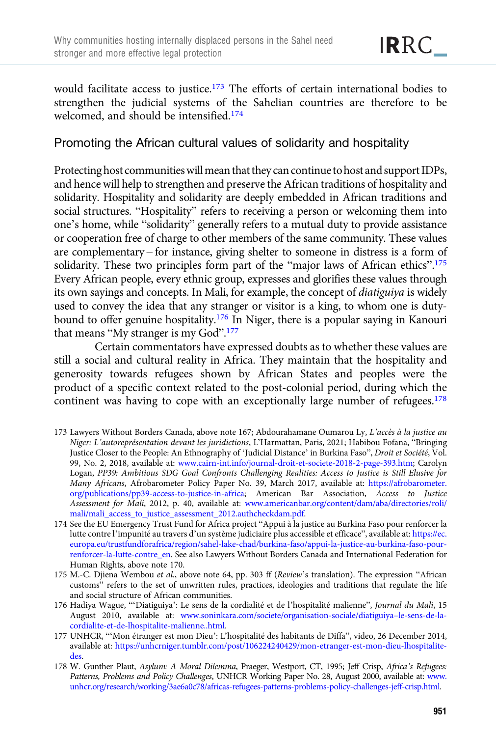would facilitate access to justice.[173] The efforts of certain international bodies to strengthen the judicial systems of the Sahelian countries are therefore to be welcomed, and should be intensified.[174]

## Promoting the African cultural values of solidarity and hospitality

Protecting host communities will mean that they can continue to host and support IDPs, and hence will help to strengthen and preserve the African traditions of hospitality and solidarity. Hospitality and solidarity are deeply embedded in African traditions and social structures. "Hospitality" refers to receiving a person or welcoming them into one's home, while "solidarity" generally refers to a mutual duty to provide assistance or cooperation free of charge to other members of the same community. These values are complementary – for instance, giving shelter to someone in distress is a form of solidarity. These two principles form part of the "major laws of African ethics".[175] Every African people, every ethnic group, expresses and glorifies these values through its own sayings and concepts. In Mali, for example, the concept of *diatiguiya* is widely used to convey the idea that any stranger or visitor is a king, to whom one is duty-bound to offer genuine hospitality.[176] In Niger, there is a popular saying in Kanouri that means "My stranger is my God".[177]

Certain commentators have expressed doubts as to whether these values are still a social and cultural reality in Africa. They maintain that the hospitality and generosity towards refugees shown by African States and peoples were the product of a specific context related to the post-colonial period, during which the continent was having to cope with an exceptionally large number of refugees.[178]

173 Lawyers Without Borders Canada, above note 167; Abdourahamane Oumarou Ly, *L'accès à la justice au Niger: L'autoreprésentation devant les juridictions*, L'Harmattan, Paris, 2021; Habibou Fofana, "Bringing Justice Closer to the People: An Ethnography of 'Judicial Distance' in Burkina Faso", *Droit et Société*, Vol. 99, No. 2, 2018, available at: www.cairn-int.info/journal-droit-et-societe-2018-2-page-393.htm; Carolyn Logan, *PP39: Ambitious SDG Goal Confronts Challenging Realities: Access to Justice is Still Elusive for Many Africans*, Afrobarometer Policy Paper No. 39, March 2017, available at: https://afrobarometer.org/publications/pp39-access-to-justice-in-africa; American Bar Association, *Access to Justice Assessment for Mali*, 2012, p. 40, available at: www.americanbar.org/content/dam/aba/directories/roli/mali/mali_access_to_justice_assessment_2012.authcheckdam.pdf.

174 See the EU Emergency Trust Fund for Africa project "Appui à la justice au Burkina Faso pour renforcer la lutte contre l'impunité au travers d'un système judiciaire plus accessible et efficace", available at: https://ec.europa.eu/trustfundforafrica/region/sahel-lake-chad/burkina-faso/appui-la-justice-au-burkina-faso-pour-renforcer-la-lutte-contre_en. See also Lawyers Without Borders Canada and International Federation for Human Rights, above note 170.

175 M.-C. Djiena Wembou *et al.*, above note 64, pp. 303 ff (*Review*'s translation). The expression "African customs" refers to the set of unwritten rules, practices, ideologies and traditions that regulate the life and social structure of African communities.

176 Hadiya Wague, "'Diatiguiya': Le sens de la cordialité et de l'hospitalité malienne", *Journal du Mali*, 15 August 2010, available at: www.soninkara.com/societe/organisation-sociale/diatiguiya–le-sens-de-la-cordialite-et-de-lhospitalite-malienne..html.

177 UNHCR, "'Mon étranger est mon Dieu': L'hospitalité des habitants de Diffa", video, 26 December 2014, available at: https://unhcrniger.tumblr.com/post/106224240429/mon-etranger-est-mon-dieu-lhospitalite-des.

178 W. Gunther Plaut, *Asylum: A Moral Dilemma*, Praeger, Westport, CT, 1995; Jeff Crisp, *Africa's Refugees: Patterns, Problems and Policy Challenges*, UNHCR Working Paper No. 28, August 2000, available at: www.unhcr.org/research/working/3ae6a0c78/africas-refugees-patterns-problems-policy-challenges-jeff-crisp.html.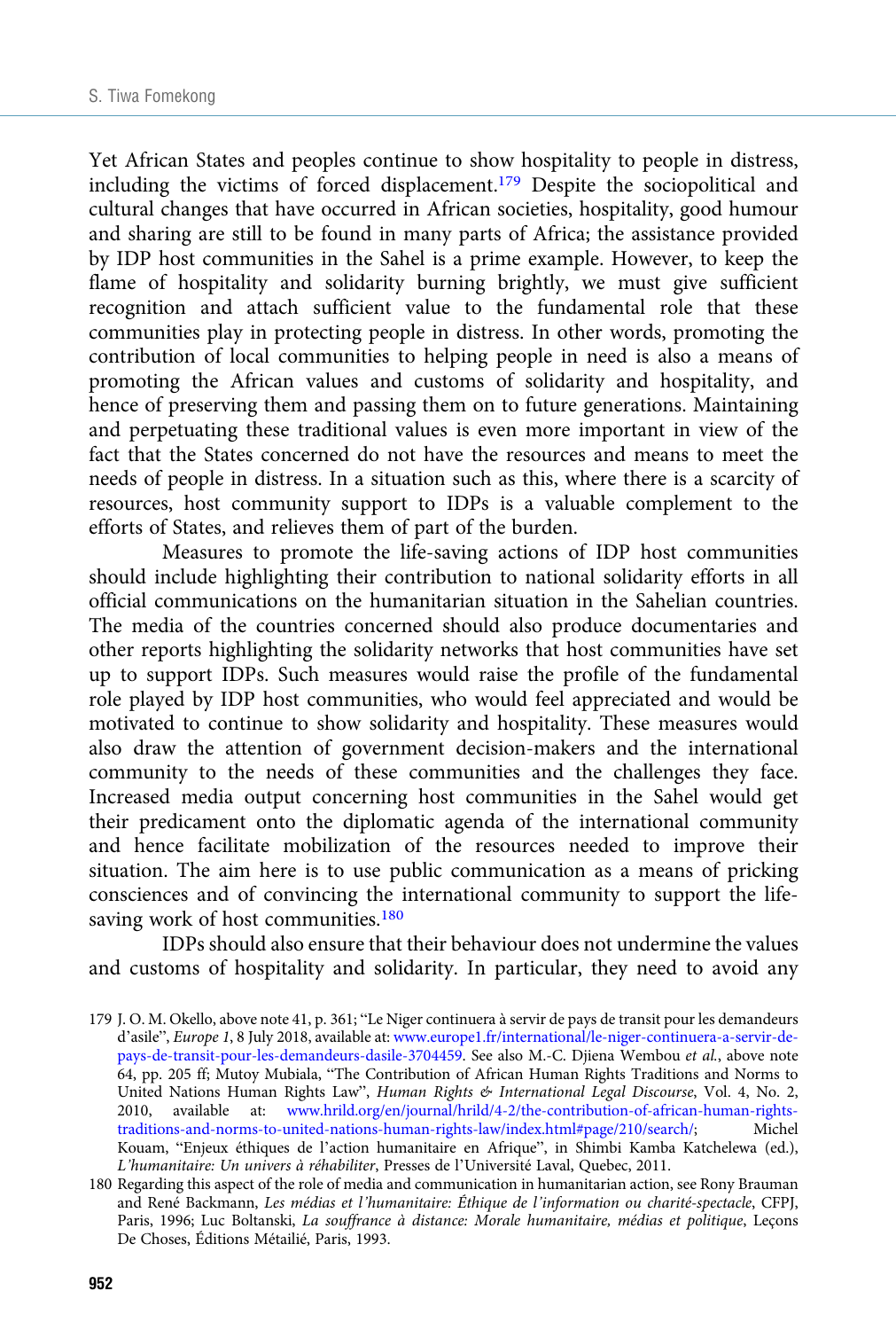Yet African States and peoples continue to show hospitality to people in distress, including the victims of forced displacement.[179] Despite the sociopolitical and cultural changes that have occurred in African societies, hospitality, good humour and sharing are still to be found in many parts of Africa; the assistance provided by IDP host communities in the Sahel is a prime example. However, to keep the flame of hospitality and solidarity burning brightly, we must give sufficient recognition and attach sufficient value to the fundamental role that these communities play in protecting people in distress. In other words, promoting the contribution of local communities to helping people in need is also a means of promoting the African values and customs of solidarity and hospitality, and hence of preserving them and passing them on to future generations. Maintaining and perpetuating these traditional values is even more important in view of the fact that the States concerned do not have the resources and means to meet the needs of people in distress. In a situation such as this, where there is a scarcity of resources, host community support to IDPs is a valuable complement to the efforts of States, and relieves them of part of the burden.

Measures to promote the life-saving actions of IDP host communities should include highlighting their contribution to national solidarity efforts in all official communications on the humanitarian situation in the Sahelian countries. The media of the countries concerned should also produce documentaries and other reports highlighting the solidarity networks that host communities have set up to support IDPs. Such measures would raise the profile of the fundamental role played by IDP host communities, who would feel appreciated and would be motivated to continue to show solidarity and hospitality. These measures would also draw the attention of government decision-makers and the international community to the needs of these communities and the challenges they face. Increased media output concerning host communities in the Sahel would get their predicament onto the diplomatic agenda of the international community and hence facilitate mobilization of the resources needed to improve their situation. The aim here is to use public communication as a means of pricking consciences and of convincing the international community to support the life-saving work of host communities.[180]

IDPs should also ensure that their behaviour does not undermine the values and customs of hospitality and solidarity. In particular, they need to avoid any

179 J. O. M. Okello, above note 41, p. 361; "Le Niger continuera à servir de pays de transit pour les demandeurs d'asile", *Europe 1*, 8 July 2018, available at: www.europe1.fr/international/le-niger-continuera-a-servir-de-pays-de-transit-pour-les-demandeurs-dasile-3704459. See also M.-C. Djiena Wembou *et al.*, above note 64, pp. 205 ff; Mutoy Mubiala, "The Contribution of African Human Rights Traditions and Norms to United Nations Human Rights Law", *Human Rights & International Legal Discourse*, Vol. 4, No. 2, 2010, available at: www.hrild.org/en/journal/hrild/4-2/the-contribution-of-african-human-rights-traditions-and-norms-to-united-nations-human-rights-law/index.html#page/210/search/; Michel Kouam, "Enjeux éthiques de l'action humanitaire en Afrique", in Shimbi Kamba Katchelewa (ed.), *L'humanitaire: Un univers à réhabiliter*, Presses de l'Université Laval, Quebec, 2011.

180 Regarding this aspect of the role of media and communication in humanitarian action, see Rony Brauman and René Backmann, *Les médias et l'humanitaire: Éthique de l'information ou charité-spectacle*, CFPJ, Paris, 1996; Luc Boltanski, *La souffrance à distance: Morale humanitaire, médias et politique*, Leçons De Choses, Éditions Métailié, Paris, 1993.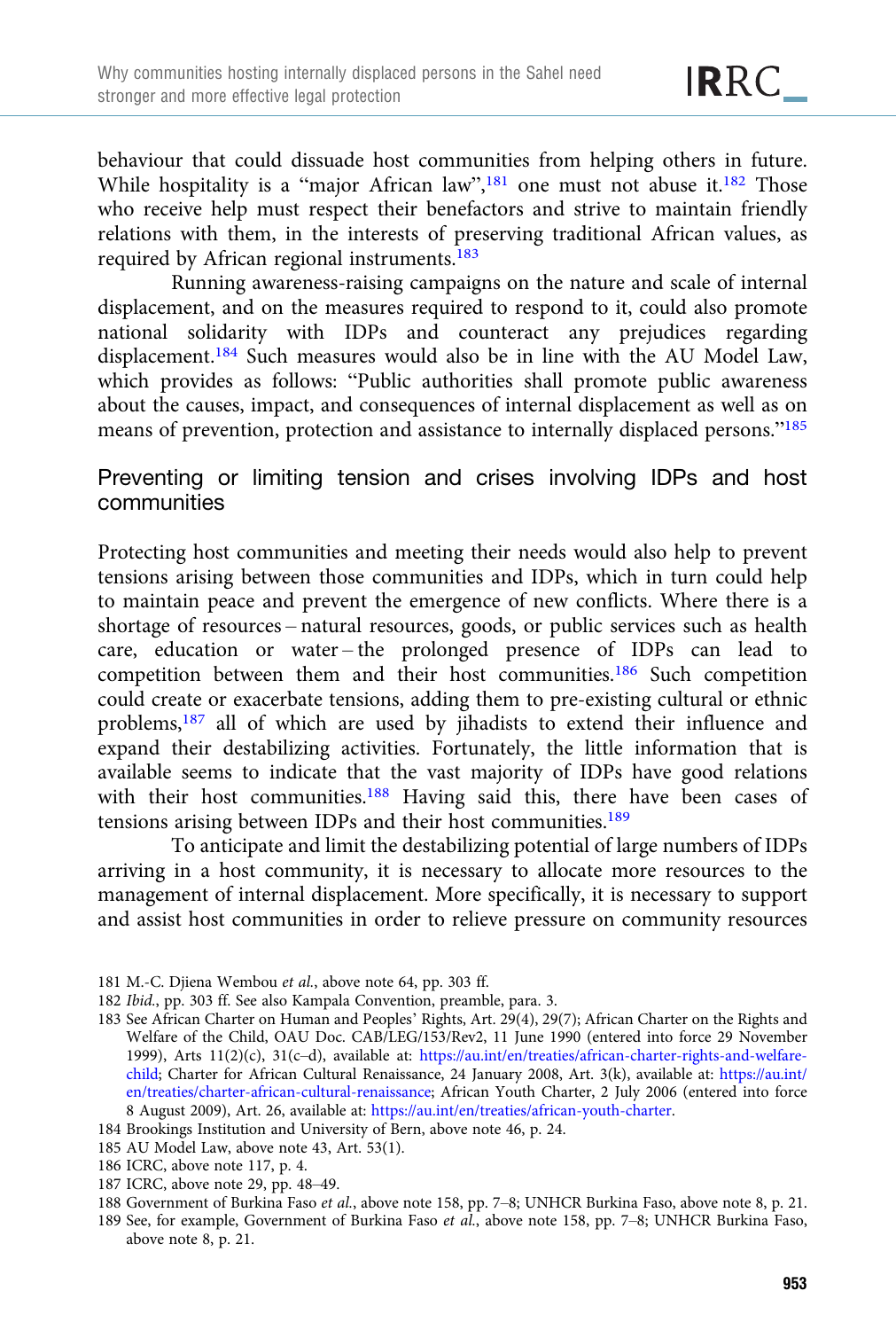behaviour that could dissuade host communities from helping others in future. While hospitality is a "major African law",[181] one must not abuse it.[182] Those who receive help must respect their benefactors and strive to maintain friendly relations with them, in the interests of preserving traditional African values, as required by African regional instruments.[183]

Running awareness-raising campaigns on the nature and scale of internal displacement, and on the measures required to respond to it, could also promote national solidarity with IDPs and counteract any prejudices regarding displacement.[184] Such measures would also be in line with the AU Model Law, which provides as follows: "Public authorities shall promote public awareness about the causes, impact, and consequences of internal displacement as well as on means of prevention, protection and assistance to internally displaced persons."[185]

## Preventing or limiting tension and crises involving IDPs and host communities

Protecting host communities and meeting their needs would also help to prevent tensions arising between those communities and IDPs, which in turn could help to maintain peace and prevent the emergence of new conflicts. Where there is a shortage of resources – natural resources, goods, or public services such as health care, education or water – the prolonged presence of IDPs can lead to competition between them and their host communities.[186] Such competition could create or exacerbate tensions, adding them to pre-existing cultural or ethnic problems,[187] all of which are used by jihadists to extend their influence and expand their destabilizing activities. Fortunately, the little information that is available seems to indicate that the vast majority of IDPs have good relations with their host communities.[188] Having said this, there have been cases of tensions arising between IDPs and their host communities.[189]

To anticipate and limit the destabilizing potential of large numbers of IDPs arriving in a host community, it is necessary to allocate more resources to the management of internal displacement. More specifically, it is necessary to support and assist host communities in order to relieve pressure on community resources

---

181 M.-C. Djiena Wembou *et al.*, above note 64, pp. 303 ff.

182 *Ibid.*, pp. 303 ff. See also Kampala Convention, preamble, para. 3.

183 See African Charter on Human and Peoples' Rights, Art. 29(4), 29(7); African Charter on the Rights and Welfare of the Child, OAU Doc. CAB/LEG/153/Rev2, 11 June 1990 (entered into force 29 November 1999), Arts 11(2)(c), 31(c–d), available at: https://au.int/en/treaties/african-charter-rights-and-welfare-child; Charter for African Cultural Renaissance, 24 January 2008, Art. 3(k), available at: https://au.int/en/treaties/charter-african-cultural-renaissance; African Youth Charter, 2 July 2006 (entered into force 8 August 2009), Art. 26, available at: https://au.int/en/treaties/african-youth-charter.

184 Brookings Institution and University of Bern, above note 46, p. 24.

185 AU Model Law, above note 43, Art. 53(1).

186 ICRC, above note 117, p. 4.

187 ICRC, above note 29, pp. 48–49.

188 Government of Burkina Faso *et al.*, above note 158, pp. 7–8; UNHCR Burkina Faso, above note 8, p. 21.

189 See, for example, Government of Burkina Faso *et al.*, above note 158, pp. 7–8; UNHCR Burkina Faso, above note 8, p. 21.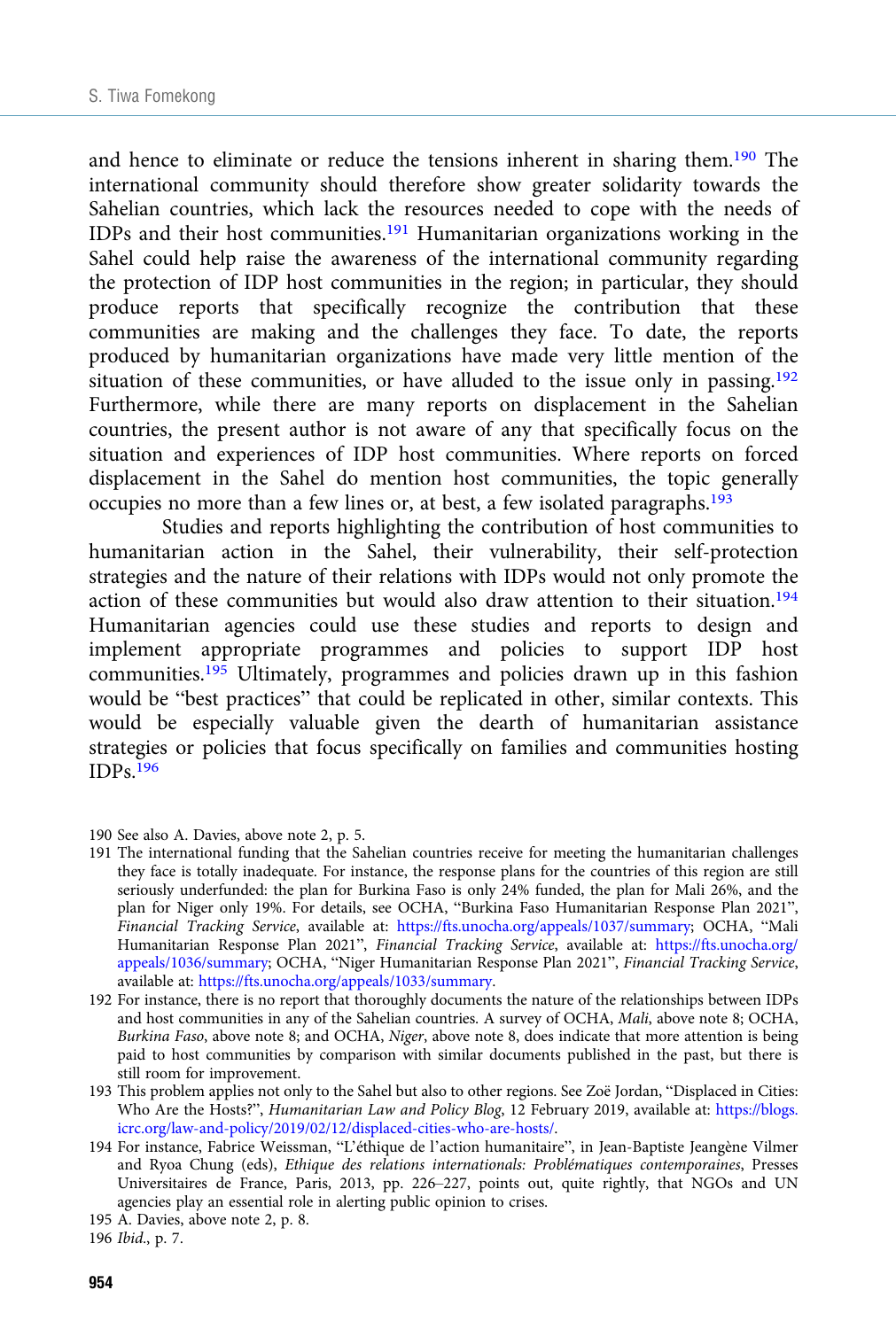and hence to eliminate or reduce the tensions inherent in sharing them.[190] The international community should therefore show greater solidarity towards the Sahelian countries, which lack the resources needed to cope with the needs of IDPs and their host communities.[191] Humanitarian organizations working in the Sahel could help raise the awareness of the international community regarding the protection of IDP host communities in the region; in particular, they should produce reports that specifically recognize the contribution that these communities are making and the challenges they face. To date, the reports produced by humanitarian organizations have made very little mention of the situation of these communities, or have alluded to the issue only in passing.[192] Furthermore, while there are many reports on displacement in the Sahelian countries, the present author is not aware of any that specifically focus on the situation and experiences of IDP host communities. Where reports on forced displacement in the Sahel do mention host communities, the topic generally occupies no more than a few lines or, at best, a few isolated paragraphs.[193]

Studies and reports highlighting the contribution of host communities to humanitarian action in the Sahel, their vulnerability, their self-protection strategies and the nature of their relations with IDPs would not only promote the action of these communities but would also draw attention to their situation.[194] Humanitarian agencies could use these studies and reports to design and implement appropriate programmes and policies to support IDP host communities.[195] Ultimately, programmes and policies drawn up in this fashion would be "best practices" that could be replicated in other, similar contexts. This would be especially valuable given the dearth of humanitarian assistance strategies or policies that focus specifically on families and communities hosting IDPs.[196]

190 See also A. Davies, above note 2, p. 5.

191 The international funding that the Sahelian countries receive for meeting the humanitarian challenges they face is totally inadequate. For instance, the response plans for the countries of this region are still seriously underfunded: the plan for Burkina Faso is only 24% funded, the plan for Mali 26%, and the plan for Niger only 19%. For details, see OCHA, "Burkina Faso Humanitarian Response Plan 2021", *Financial Tracking Service*, available at: https://fts.unocha.org/appeals/1037/summary; OCHA, "Mali Humanitarian Response Plan 2021", *Financial Tracking Service*, available at: https://fts.unocha.org/appeals/1036/summary; OCHA, "Niger Humanitarian Response Plan 2021", *Financial Tracking Service*, available at: https://fts.unocha.org/appeals/1033/summary.

192 For instance, there is no report that thoroughly documents the nature of the relationships between IDPs and host communities in any of the Sahelian countries. A survey of OCHA, *Mali*, above note 8; OCHA, *Burkina Faso*, above note 8; and OCHA, *Niger*, above note 8, does indicate that more attention is being paid to host communities by comparison with similar documents published in the past, but there is still room for improvement.

193 This problem applies not only to the Sahel but also to other regions. See Zoë Jordan, "Displaced in Cities: Who Are the Hosts?", *Humanitarian Law and Policy Blog*, 12 February 2019, available at: https://blogs.icrc.org/law-and-policy/2019/02/12/displaced-cities-who-are-hosts/.

194 For instance, Fabrice Weissman, "L'éthique de l'action humanitaire", in Jean-Baptiste Jeangène Vilmer and Ryoa Chung (eds), *Ethique des relations internationals: Problématiques contemporaines*, Presses Universitaires de France, Paris, 2013, pp. 226–227, points out, quite rightly, that NGOs and UN agencies play an essential role in alerting public opinion to crises.

195 A. Davies, above note 2, p. 8.

196 *Ibid.*, p. 7.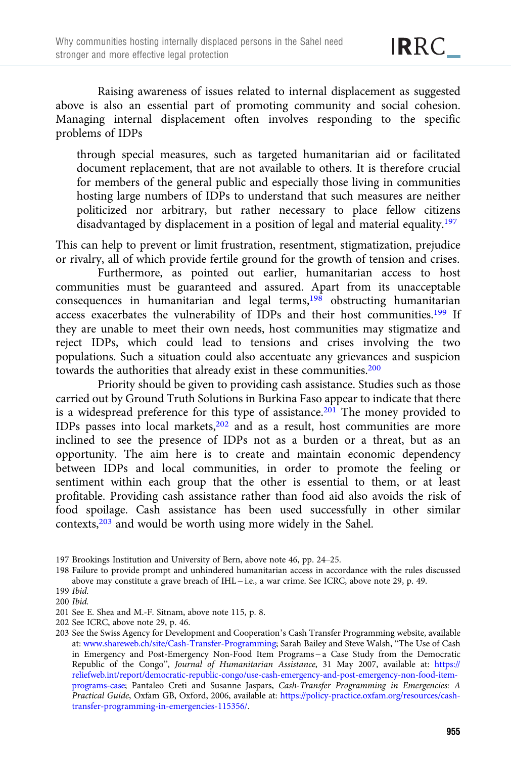Raising awareness of issues related to internal displacement as suggested above is also an essential part of promoting community and social cohesion. Managing internal displacement often involves responding to the specific problems of IDPs

> through special measures, such as targeted humanitarian aid or facilitated document replacement, that are not available to others. It is therefore crucial for members of the general public and especially those living in communities hosting large numbers of IDPs to understand that such measures are neither politicized nor arbitrary, but rather necessary to place fellow citizens disadvantaged by displacement in a position of legal and material equality.[197]

This can help to prevent or limit frustration, resentment, stigmatization, prejudice or rivalry, all of which provide fertile ground for the growth of tension and crises.

Furthermore, as pointed out earlier, humanitarian access to host communities must be guaranteed and assured. Apart from its unacceptable consequences in humanitarian and legal terms,[198] obstructing humanitarian access exacerbates the vulnerability of IDPs and their host communities.[199] If they are unable to meet their own needs, host communities may stigmatize and reject IDPs, which could lead to tensions and crises involving the two populations. Such a situation could also accentuate any grievances and suspicion towards the authorities that already exist in these communities.[200]

Priority should be given to providing cash assistance. Studies such as those carried out by Ground Truth Solutions in Burkina Faso appear to indicate that there is a widespread preference for this type of assistance.[201] The money provided to IDPs passes into local markets,[202] and as a result, host communities are more inclined to see the presence of IDPs not as a burden or a threat, but as an opportunity. The aim here is to create and maintain economic dependency between IDPs and local communities, in order to promote the feeling or sentiment within each group that the other is essential to them, or at least profitable. Providing cash assistance rather than food aid also avoids the risk of food spoilage. Cash assistance has been used successfully in other similar contexts,[203] and would be worth using more widely in the Sahel.

---

197 Brookings Institution and University of Bern, above note 46, pp. 24–25.

198 Failure to provide prompt and unhindered humanitarian access in accordance with the rules discussed above may constitute a grave breach of IHL – i.e., a war crime. See ICRC, above note 29, p. 49.

199 *Ibid.*

200 *Ibid.*

201 See E. Shea and M.-F. Sitnam, above note 115, p. 8.

202 See ICRC, above note 29, p. 46.

203 See the Swiss Agency for Development and Cooperation's Cash Transfer Programming website, available at: www.shareweb.ch/site/Cash-Transfer-Programming; Sarah Bailey and Steve Walsh, "The Use of Cash in Emergency and Post-Emergency Non-Food Item Programs – a Case Study from the Democratic Republic of the Congo", *Journal of Humanitarian Assistance*, 31 May 2007, available at: https://reliefweb.int/report/democratic-republic-congo/use-cash-emergency-and-post-emergency-non-food-item-programs-case; Pantaleo Creti and Susanne Jaspars, *Cash-Transfer Programming in Emergencies: A Practical Guide*, Oxfam GB, Oxford, 2006, available at: https://policy-practice.oxfam.org/resources/cash-transfer-programming-in-emergencies-115356/.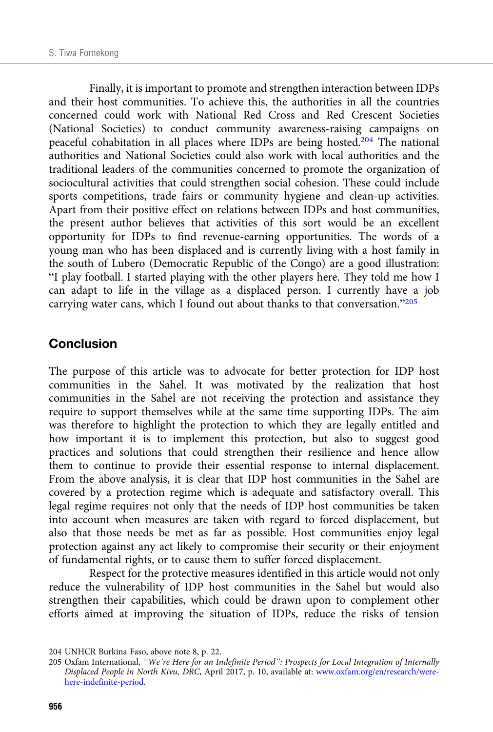Finally, it is important to promote and strengthen interaction between IDPs and their host communities. To achieve this, the authorities in all the countries concerned could work with National Red Cross and Red Crescent Societies (National Societies) to conduct community awareness-raising campaigns on peaceful cohabitation in all places where IDPs are being hosted.[204] The national authorities and National Societies could also work with local authorities and the traditional leaders of the communities concerned to promote the organization of sociocultural activities that could strengthen social cohesion. These could include sports competitions, trade fairs or community hygiene and clean-up activities. Apart from their positive effect on relations between IDPs and host communities, the present author believes that activities of this sort would be an excellent opportunity for IDPs to find revenue-earning opportunities. The words of a young man who has been displaced and is currently living with a host family in the south of Lubero (Democratic Republic of the Congo) are a good illustration: "I play football. I started playing with the other players here. They told me how I can adapt to life in the village as a displaced person. I currently have a job carrying water cans, which I found out about thanks to that conversation."[205]

## Conclusion

The purpose of this article was to advocate for better protection for IDP host communities in the Sahel. It was motivated by the realization that host communities in the Sahel are not receiving the protection and assistance they require to support themselves while at the same time supporting IDPs. The aim was therefore to highlight the protection to which they are legally entitled and how important it is to implement this protection, but also to suggest good practices and solutions that could strengthen their resilience and hence allow them to continue to provide their essential response to internal displacement. From the above analysis, it is clear that IDP host communities in the Sahel are covered by a protection regime which is adequate and satisfactory overall. This legal regime requires not only that the needs of IDP host communities be taken into account when measures are taken with regard to forced displacement, but also that those needs be met as far as possible. Host communities enjoy legal protection against any act likely to compromise their security or their enjoyment of fundamental rights, or to cause them to suffer forced displacement.

Respect for the protective measures identified in this article would not only reduce the vulnerability of IDP host communities in the Sahel but would also strengthen their capabilities, which could be drawn upon to complement other efforts aimed at improving the situation of IDPs, reduce the risks of tension

204 UNHCR Burkina Faso, above note 8, p. 22.

205 Oxfam International, *"We're Here for an Indefinite Period": Prospects for Local Integration of Internally Displaced People in North Kivu, DRC*, April 2017, p. 10, available at: www.oxfam.org/en/research/were-here-indefinite-period.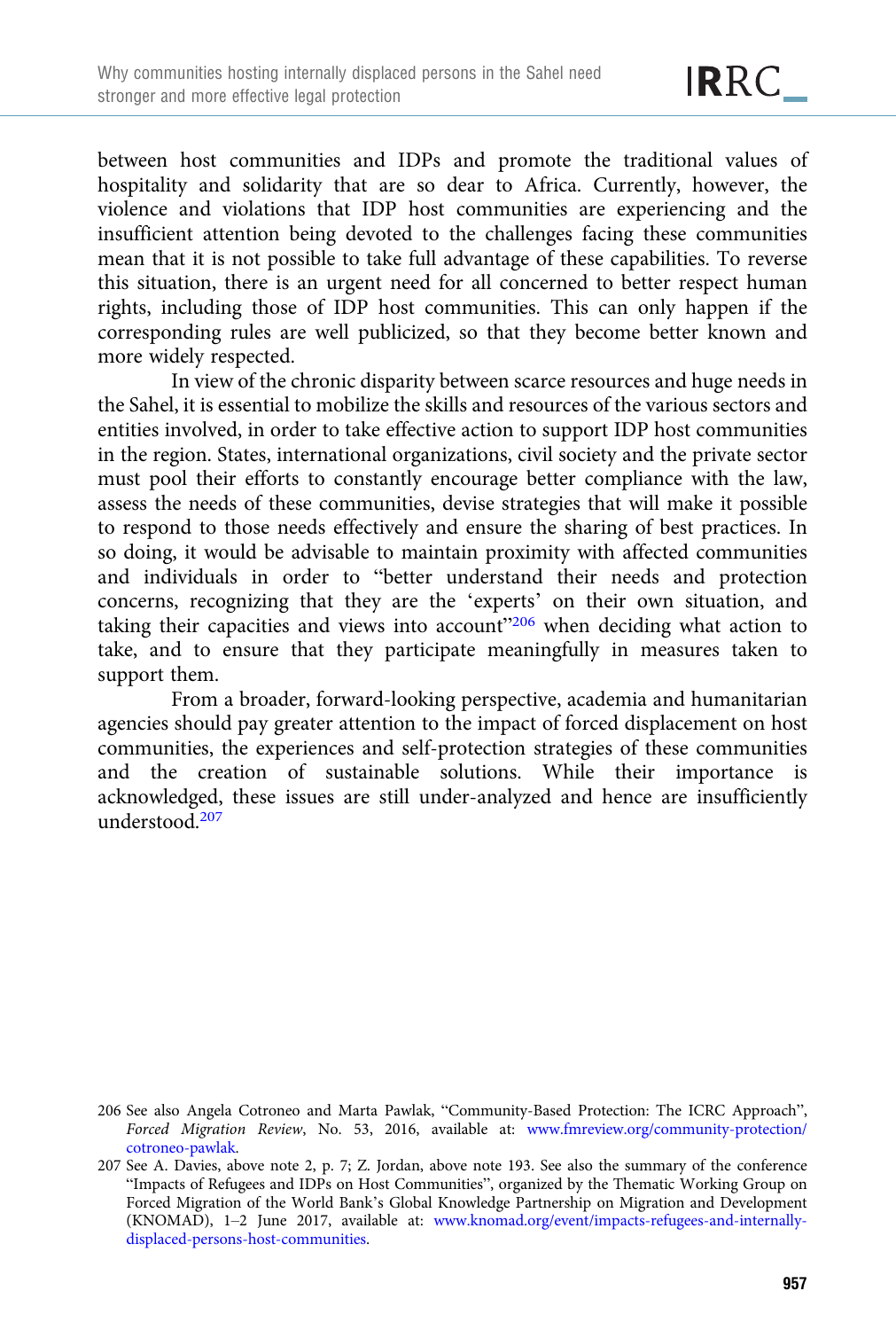between host communities and IDPs and promote the traditional values of hospitality and solidarity that are so dear to Africa. Currently, however, the violence and violations that IDP host communities are experiencing and the insufficient attention being devoted to the challenges facing these communities mean that it is not possible to take full advantage of these capabilities. To reverse this situation, there is an urgent need for all concerned to better respect human rights, including those of IDP host communities. This can only happen if the corresponding rules are well publicized, so that they become better known and more widely respected.

In view of the chronic disparity between scarce resources and huge needs in the Sahel, it is essential to mobilize the skills and resources of the various sectors and entities involved, in order to take effective action to support IDP host communities in the region. States, international organizations, civil society and the private sector must pool their efforts to constantly encourage better compliance with the law, assess the needs of these communities, devise strategies that will make it possible to respond to those needs effectively and ensure the sharing of best practices. In so doing, it would be advisable to maintain proximity with affected communities and individuals in order to "better understand their needs and protection concerns, recognizing that they are the 'experts' on their own situation, and taking their capacities and views into account"[206] when deciding what action to take, and to ensure that they participate meaningfully in measures taken to support them.

From a broader, forward-looking perspective, academia and humanitarian agencies should pay greater attention to the impact of forced displacement on host communities, the experiences and self-protection strategies of these communities and the creation of sustainable solutions. While their importance is acknowledged, these issues are still under-analyzed and hence are insufficiently understood.[207]

---

206 See also Angela Cotroneo and Marta Pawlak, "Community-Based Protection: The ICRC Approach", *Forced Migration Review*, No. 53, 2016, available at: www.fmreview.org/community-protection/cotroneo-pawlak.

207 See A. Davies, above note 2, p. 7; Z. Jordan, above note 193. See also the summary of the conference "Impacts of Refugees and IDPs on Host Communities", organized by the Thematic Working Group on Forced Migration of the World Bank's Global Knowledge Partnership on Migration and Development (KNOMAD), 1–2 June 2017, available at: www.knomad.org/event/impacts-refugees-and-internally-displaced-persons-host-communities.